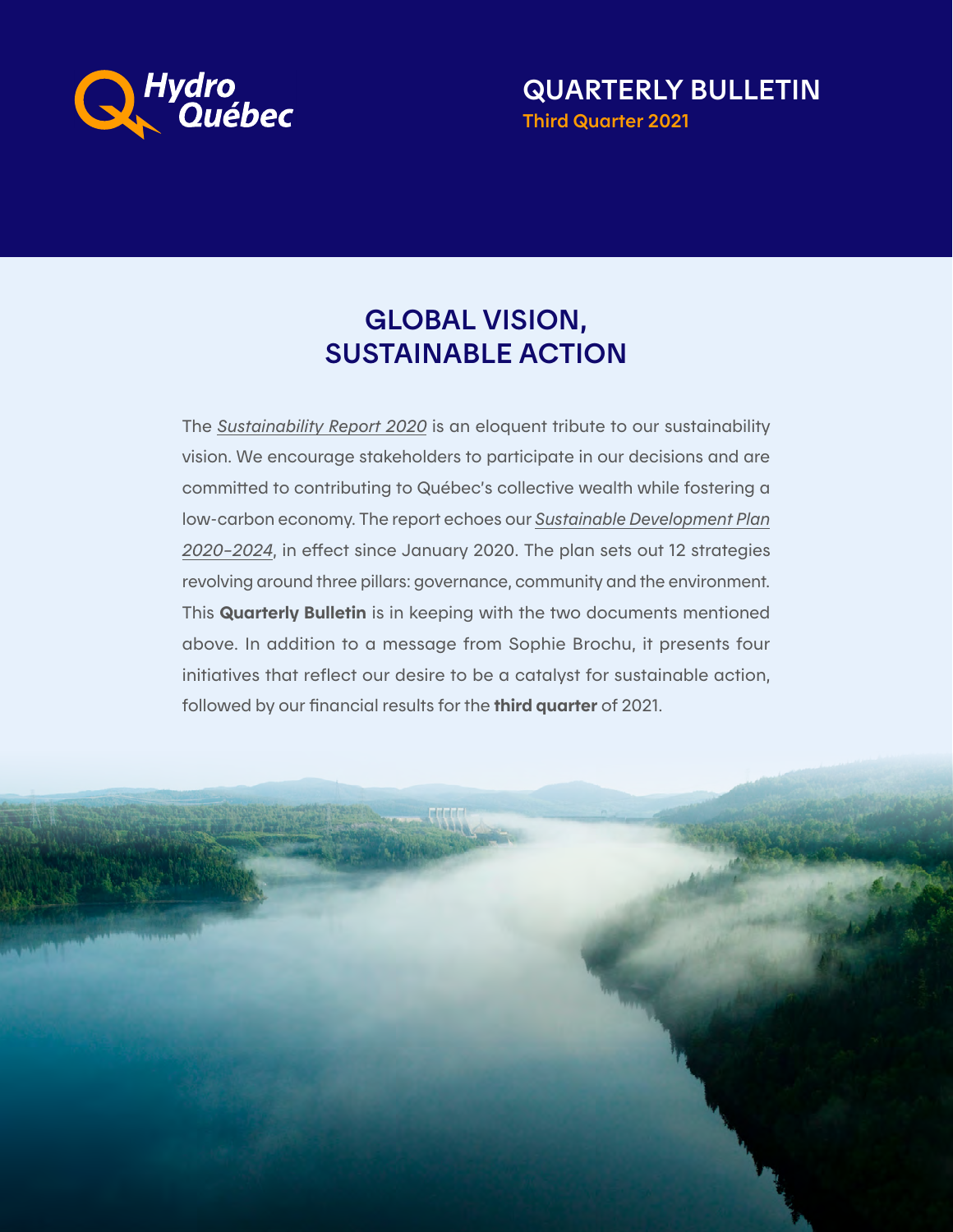Hydro Québec

# QUARTERLY BULLETIN

Third Quarter 2021

## GLOBAL VISION, SUSTAINABLE ACTION

The *Sustainability Report 2020* is an eloquent tribute to our sustainability vision. We encourage stakeholders to participate in our decisions and are committed to contributing to Québec's collective wealth while fostering a low-carbon economy. The report echoes our *Sustainable Development Plan 2020–2024*, in effect since January 2020. The plan sets out 12 strategies revolving around three pillars: governance, community and the environment. This **Quarterly Bulletin** is in keeping with the two documents mentioned above. In addition to a message from Sophie Brochu, it presents four initiatives that reflect our desire to be a catalyst for sustainable action, followed by our financial results for the **third quarter** of 2021.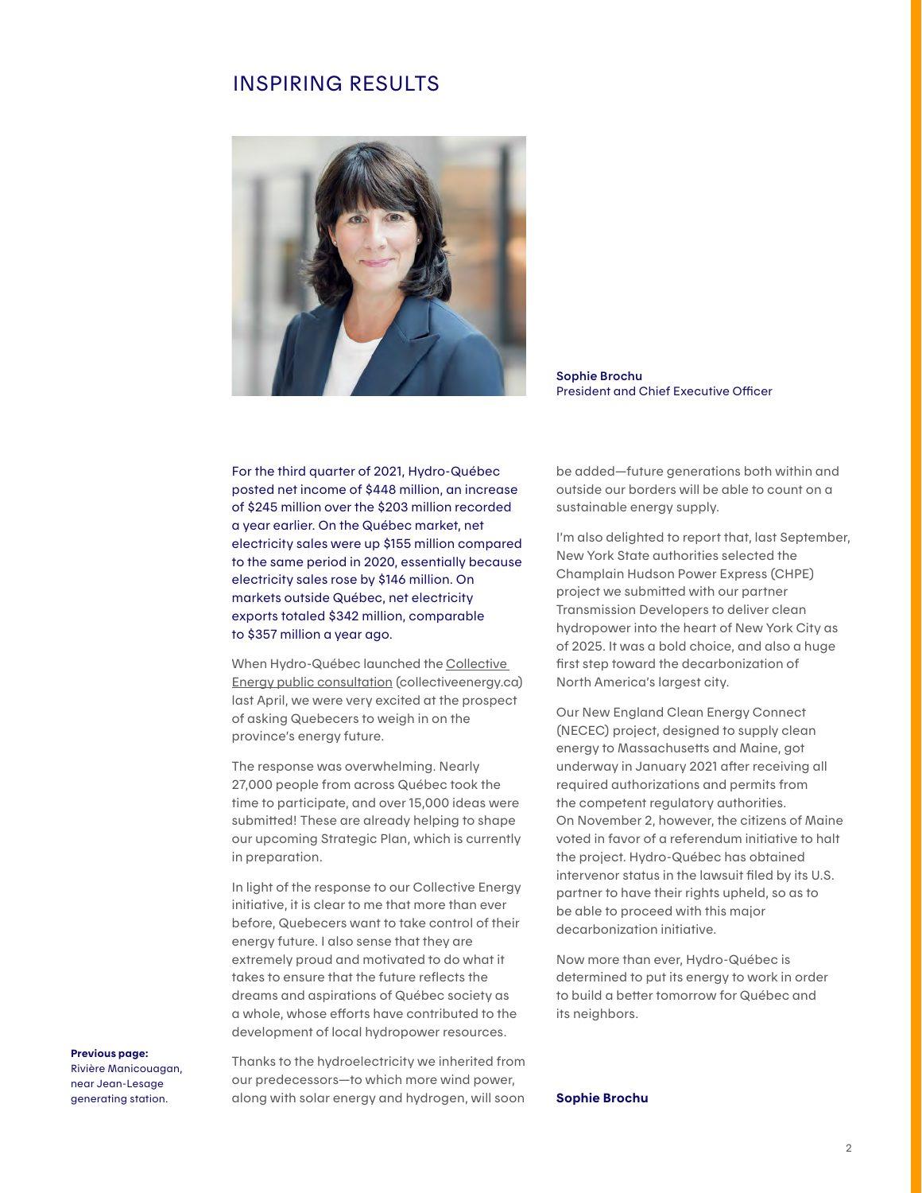## INSPIRING RESULTS

**Sophie Brochu**
President and Chief Executive Officer

For the third quarter of 2021, Hydro-Québec posted net income of $448 million, an increase of $245 million over the $203 million recorded a year earlier. On the Québec market, net electricity sales were up $155 million compared to the same period in 2020, essentially because electricity sales rose by $146 million. On markets outside Québec, net electricity exports totaled $342 million, comparable to $357 million a year ago.

When Hydro-Québec launched the Collective Energy public consultation (collectiveenergy.ca) last April, we were very excited at the prospect of asking Quebecers to weigh in on the province's energy future.

The response was overwhelming. Nearly 27,000 people from across Québec took the time to participate, and over 15,000 ideas were submitted! These are already helping to shape our upcoming Strategic Plan, which is currently in preparation.

In light of the response to our Collective Energy initiative, it is clear to me that more than ever before, Quebecers want to take control of their energy future. I also sense that they are extremely proud and motivated to do what it takes to ensure that the future reflects the dreams and aspirations of Québec society as a whole, whose efforts have contributed to the development of local hydropower resources.

Thanks to the hydroelectricity we inherited from our predecessors—to which more wind power, along with solar energy and hydrogen, will soon be added—future generations both within and outside our borders will be able to count on a sustainable energy supply.

I'm also delighted to report that, last September, New York State authorities selected the Champlain Hudson Power Express (CHPE) project we submitted with our partner Transmission Developers to deliver clean hydropower into the heart of New York City as of 2025. It was a bold choice, and also a huge first step toward the decarbonization of North America's largest city.

Our New England Clean Energy Connect (NECEC) project, designed to supply clean energy to Massachusetts and Maine, got underway in January 2021 after receiving all required authorizations and permits from the competent regulatory authorities. On November 2, however, the citizens of Maine voted in favor of a referendum initiative to halt the project. Hydro-Québec has obtained intervenor status in the lawsuit filed by its U.S. partner to have their rights upheld, so as to be able to proceed with this major decarbonization initiative.

Now more than ever, Hydro-Québec is determined to put its energy to work in order to build a better tomorrow for Québec and its neighbors.

**Sophie Brochu**

**Previous page:** Rivière Manicouagan, near Jean-Lesage generating station.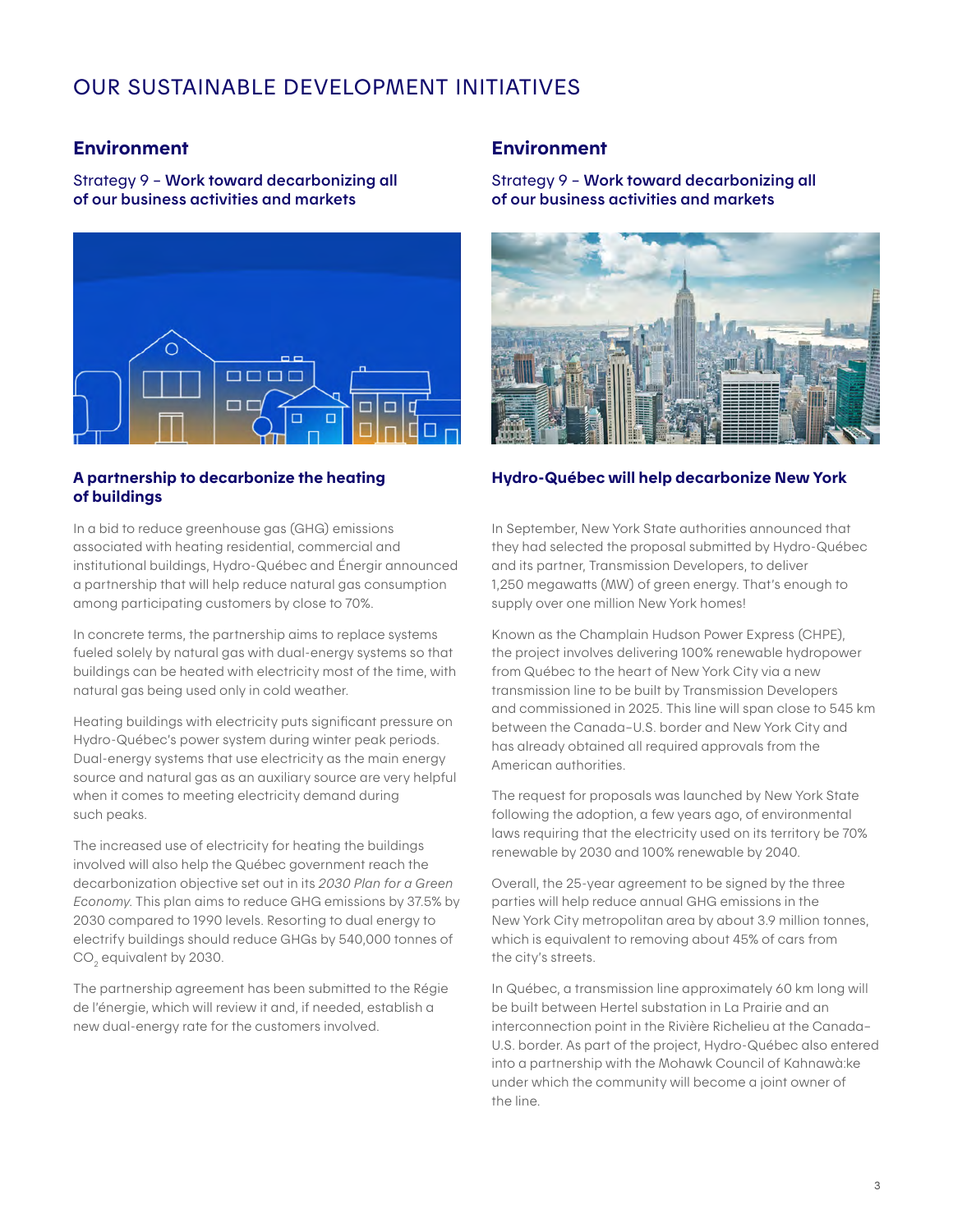# OUR SUSTAINABLE DEVELOPMENT INITIATIVES

## Environment

Strategy 9 – **Work toward decarbonizing all of our business activities and markets**

### A partnership to decarbonize the heating of buildings

In a bid to reduce greenhouse gas (GHG) emissions associated with heating residential, commercial and institutional buildings, Hydro-Québec and Énergir announced a partnership that will help reduce natural gas consumption among participating customers by close to 70%.

In concrete terms, the partnership aims to replace systems fueled solely by natural gas with dual-energy systems so that buildings can be heated with electricity most of the time, with natural gas being used only in cold weather.

Heating buildings with electricity puts significant pressure on Hydro-Québec's power system during winter peak periods. Dual-energy systems that use electricity as the main energy source and natural gas as an auxiliary source are very helpful when it comes to meeting electricity demand during such peaks.

The increased use of electricity for heating the buildings involved will also help the Québec government reach the decarbonization objective set out in its *2030 Plan for a Green Economy*. This plan aims to reduce GHG emissions by 37.5% by 2030 compared to 1990 levels. Resorting to dual energy to electrify buildings should reduce GHGs by 540,000 tonnes of $CO_2$ equivalent by 2030.

The partnership agreement has been submitted to the Régie de l'énergie, which will review it and, if needed, establish a new dual-energy rate for the customers involved.

## Environment

Strategy 9 – **Work toward decarbonizing all of our business activities and markets**

### Hydro-Québec will help decarbonize New York

In September, New York State authorities announced that they had selected the proposal submitted by Hydro-Québec and its partner, Transmission Developers, to deliver 1,250 megawatts (MW) of green energy. That's enough to supply over one million New York homes!

Known as the Champlain Hudson Power Express (CHPE), the project involves delivering 100% renewable hydropower from Québec to the heart of New York City via a new transmission line to be built by Transmission Developers and commissioned in 2025. This line will span close to 545 km between the Canada–U.S. border and New York City and has already obtained all required approvals from the American authorities.

The request for proposals was launched by New York State following the adoption, a few years ago, of environmental laws requiring that the electricity used on its territory be 70% renewable by 2030 and 100% renewable by 2040.

Overall, the 25-year agreement to be signed by the three parties will help reduce annual GHG emissions in the New York City metropolitan area by about 3.9 million tonnes, which is equivalent to removing about 45% of cars from the city's streets.

In Québec, a transmission line approximately 60 km long will be built between Hertel substation in La Prairie and an interconnection point in the Rivière Richelieu at the Canada–U.S. border. As part of the project, Hydro-Québec also entered into a partnership with the Mohawk Council of Kahnawà:ke under which the community will become a joint owner of the line.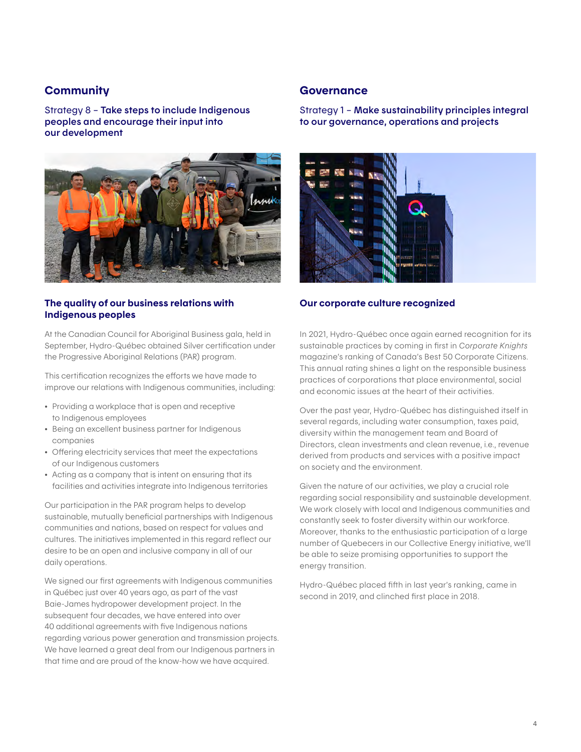## Community

Strategy 8 – **Take steps to include Indigenous peoples and encourage their input into our development**

### The quality of our business relations with Indigenous peoples

At the Canadian Council for Aboriginal Business gala, held in September, Hydro-Québec obtained Silver certification under the Progressive Aboriginal Relations (PAR) program.

This certification recognizes the efforts we have made to improve our relations with Indigenous communities, including:

- Providing a workplace that is open and receptive to Indigenous employees
- Being an excellent business partner for Indigenous companies
- Offering electricity services that meet the expectations of our Indigenous customers
- Acting as a company that is intent on ensuring that its facilities and activities integrate into Indigenous territories

Our participation in the PAR program helps to develop sustainable, mutually beneficial partnerships with Indigenous communities and nations, based on respect for values and cultures. The initiatives implemented in this regard reflect our desire to be an open and inclusive company in all of our daily operations.

We signed our first agreements with Indigenous communities in Québec just over 40 years ago, as part of the vast Baie-James hydropower development project. In the subsequent four decades, we have entered into over 40 additional agreements with five Indigenous nations regarding various power generation and transmission projects. We have learned a great deal from our Indigenous partners in that time and are proud of the know-how we have acquired.

## Governance

Strategy 1 – **Make sustainability principles integral to our governance, operations and projects**

### Our corporate culture recognized

In 2021, Hydro-Québec once again earned recognition for its sustainable practices by coming in first in *Corporate Knights* magazine's ranking of Canada's Best 50 Corporate Citizens. This annual rating shines a light on the responsible business practices of corporations that place environmental, social and economic issues at the heart of their activities.

Over the past year, Hydro-Québec has distinguished itself in several regards, including water consumption, taxes paid, diversity within the management team and Board of Directors, clean investments and clean revenue, i.e., revenue derived from products and services with a positive impact on society and the environment.

Given the nature of our activities, we play a crucial role regarding social responsibility and sustainable development. We work closely with local and Indigenous communities and constantly seek to foster diversity within our workforce. Moreover, thanks to the enthusiastic participation of a large number of Quebecers in our Collective Energy initiative, we'll be able to seize promising opportunities to support the energy transition.

Hydro-Québec placed fifth in last year's ranking, came in second in 2019, and clinched first place in 2018.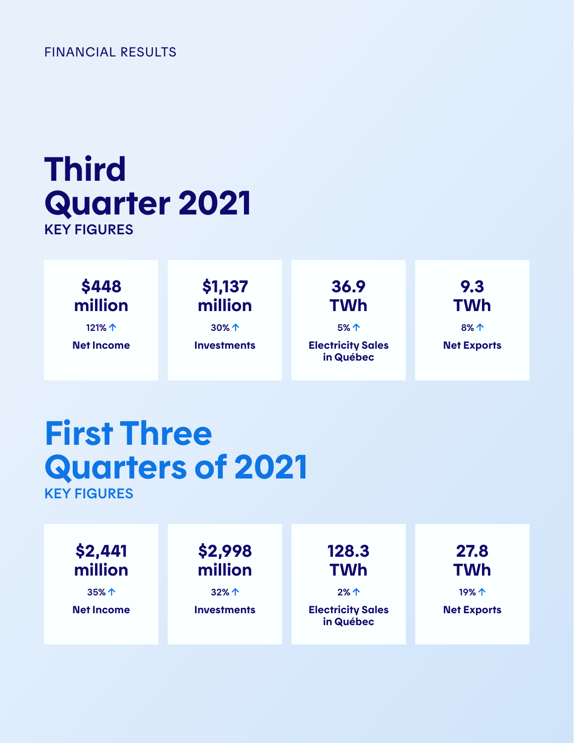FINANCIAL RESULTS

# Third Quarter 2021

## KEY FIGURES

| Net Income | Investments | Electricity Sales in Québec | Net Exports |
|---|---|---|---|
| $448 million | $1,137 million | 36.9 TWh | 9.3 TWh |
| 121% ↑ | 30% ↑ | 5% ↑ | 8% ↑ |

# First Three Quarters of 2021

## KEY FIGURES

| Net Income | Investments | Electricity Sales in Québec | Net Exports |
|---|---|---|---|
| $2,441 million | $2,998 million | 128.3 TWh | 27.8 TWh |
| 35% ↑ | 32% ↑ | 2% ↑ | 19% ↑ |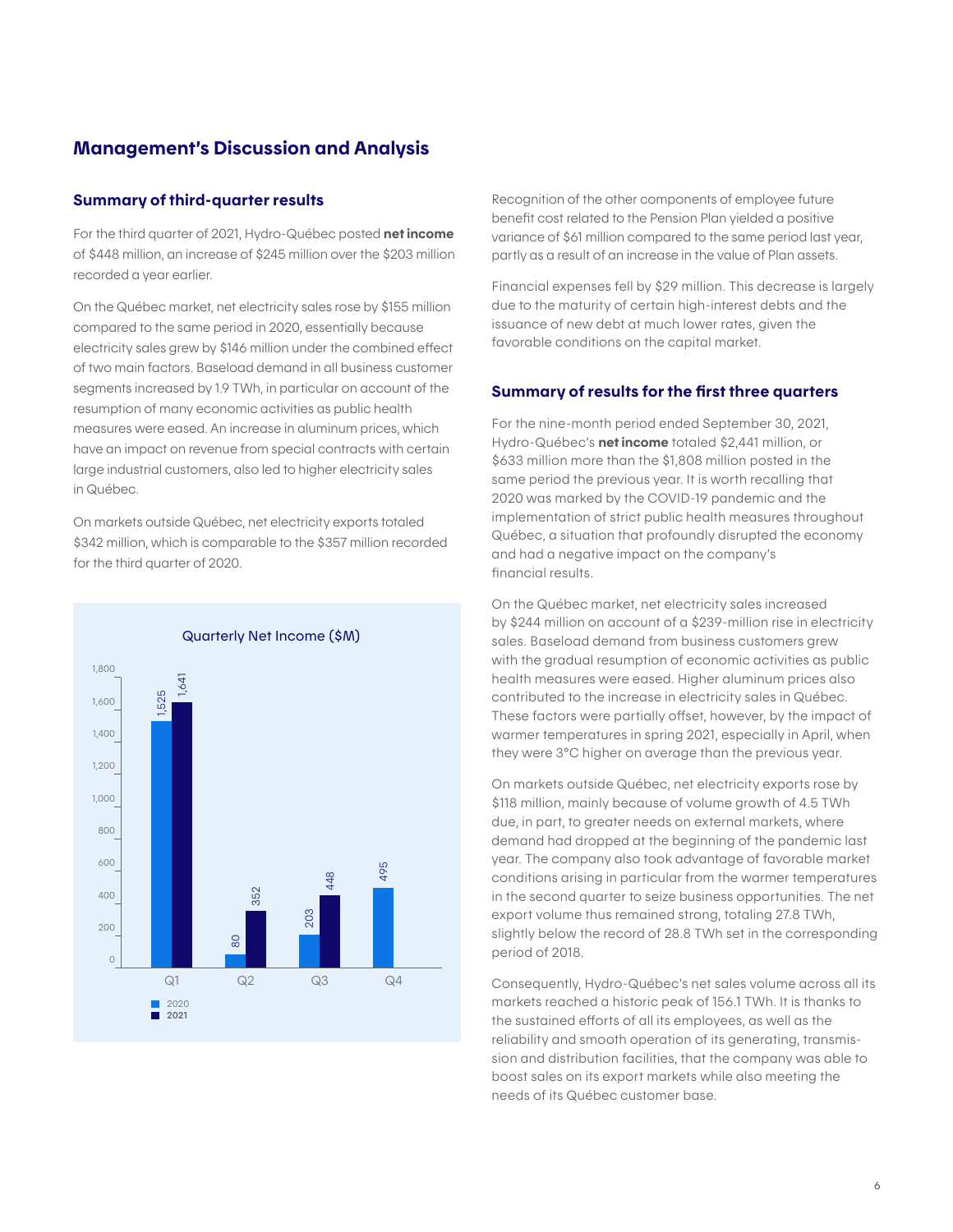## Management's Discussion and Analysis

### Summary of third-quarter results

For the third quarter of 2021, Hydro-Québec posted **net income** of $448 million, an increase of $245 million over the $203 million recorded a year earlier.

On the Québec market, net electricity sales rose by $155 million compared to the same period in 2020, essentially because electricity sales grew by $146 million under the combined effect of two main factors. Baseload demand in all business customer segments increased by 1.9 TWh, in particular on account of the resumption of many economic activities as public health measures were eased. An increase in aluminum prices, which have an impact on revenue from special contracts with certain large industrial customers, also led to higher electricity sales in Québec.

On markets outside Québec, net electricity exports totaled $342 million, which is comparable to the $357 million recorded for the third quarter of 2020.

Quarterly Net Income ($M)

| | Q1 | Q2 | Q3 | Q4 |
|---|---|---|---|---|
| 2020 | 1,525 | 80 | 203 | 495 |
| 2021 | 1,641 | 352 | 448 | |

Recognition of the other components of employee future benefit cost related to the Pension Plan yielded a positive variance of $61 million compared to the same period last year, partly as a result of an increase in the value of Plan assets.

Financial expenses fell by $29 million. This decrease is largely due to the maturity of certain high-interest debts and the issuance of new debt at much lower rates, given the favorable conditions on the capital market.

### Summary of results for the first three quarters

For the nine-month period ended September 30, 2021, Hydro-Québec's **net income** totaled $2,441 million, or $633 million more than the $1,808 million posted in the same period the previous year. It is worth recalling that 2020 was marked by the COVID-19 pandemic and the implementation of strict public health measures throughout Québec, a situation that profoundly disrupted the economy and had a negative impact on the company's financial results.

On the Québec market, net electricity sales increased by $244 million on account of a $239-million rise in electricity sales. Baseload demand from business customers grew with the gradual resumption of economic activities as public health measures were eased. Higher aluminum prices also contributed to the increase in electricity sales in Québec. These factors were partially offset, however, by the impact of warmer temperatures in spring 2021, especially in April, when they were 3°C higher on average than the previous year.

On markets outside Québec, net electricity exports rose by $118 million, mainly because of volume growth of 4.5 TWh due, in part, to greater needs on external markets, where demand had dropped at the beginning of the pandemic last year. The company also took advantage of favorable market conditions arising in particular from the warmer temperatures in the second quarter to seize business opportunities. The net export volume thus remained strong, totaling 27.8 TWh, slightly below the record of 28.8 TWh set in the corresponding period of 2018.

Consequently, Hydro-Québec's net sales volume across all its markets reached a historic peak of 156.1 TWh. It is thanks to the sustained efforts of all its employees, as well as the reliability and smooth operation of its generating, transmission and distribution facilities, that the company was able to boost sales on its export markets while also meeting the needs of its Québec customer base.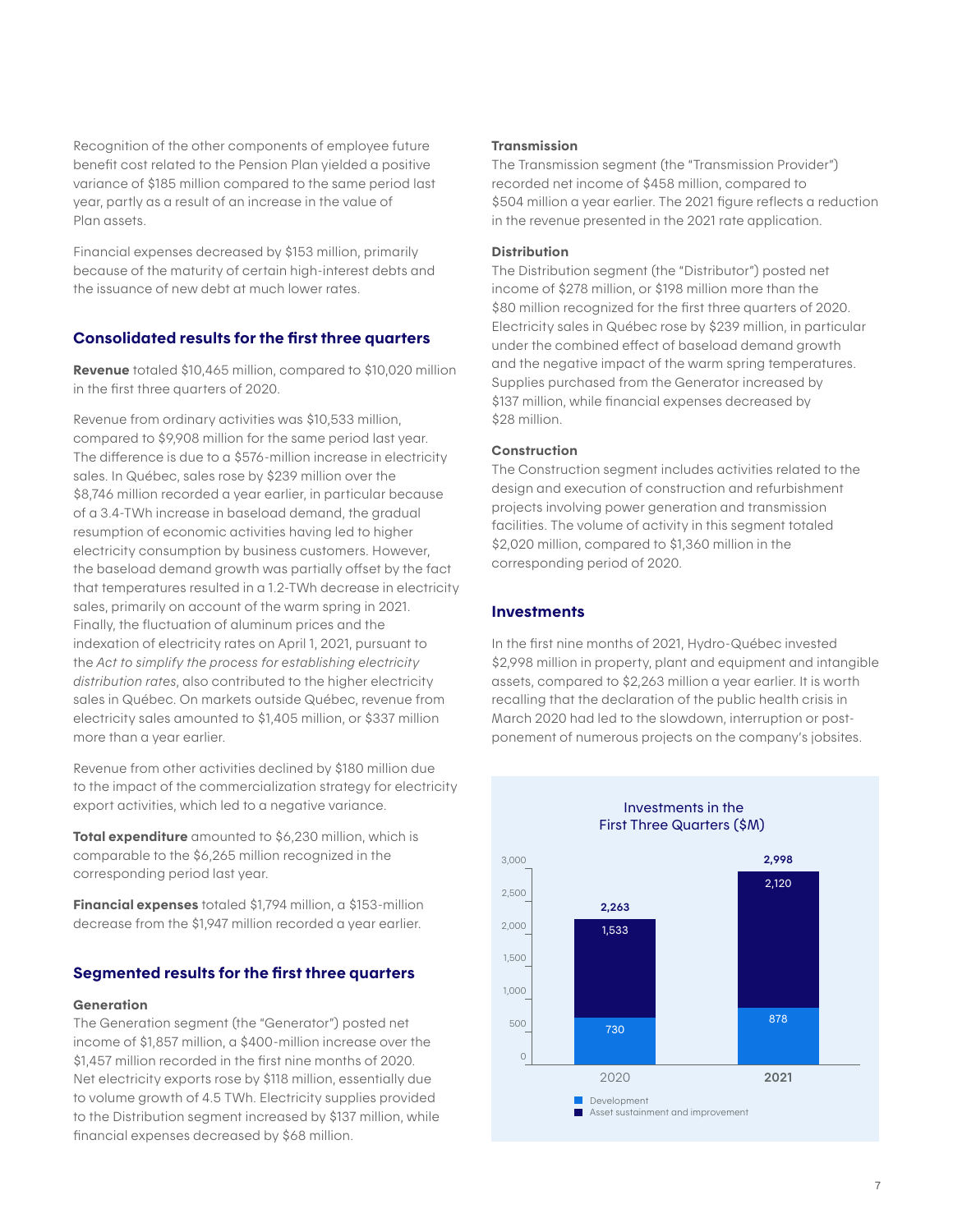Recognition of the other components of employee future benefit cost related to the Pension Plan yielded a positive variance of $185 million compared to the same period last year, partly as a result of an increase in the value of Plan assets.

Financial expenses decreased by $153 million, primarily because of the maturity of certain high-interest debts and the issuance of new debt at much lower rates.

## Consolidated results for the first three quarters

**Revenue** totaled $10,465 million, compared to $10,020 million in the first three quarters of 2020.

Revenue from ordinary activities was $10,533 million, compared to $9,908 million for the same period last year. The difference is due to a $576-million increase in electricity sales. In Québec, sales rose by $239 million over the $8,746 million recorded a year earlier, in particular because of a 3.4-TWh increase in baseload demand, the gradual resumption of economic activities having led to higher electricity consumption by business customers. However, the baseload demand growth was partially offset by the fact that temperatures resulted in a 1.2-TWh decrease in electricity sales, primarily on account of the warm spring in 2021. Finally, the fluctuation of aluminum prices and the indexation of electricity rates on April 1, 2021, pursuant to the *Act to simplify the process for establishing electricity distribution rates*, also contributed to the higher electricity sales in Québec. On markets outside Québec, revenue from electricity sales amounted to $1,405 million, or $337 million more than a year earlier.

Revenue from other activities declined by $180 million due to the impact of the commercialization strategy for electricity export activities, which led to a negative variance.

**Total expenditure** amounted to $6,230 million, which is comparable to the $6,265 million recognized in the corresponding period last year.

**Financial expenses** totaled $1,794 million, a $153-million decrease from the $1,947 million recorded a year earlier.

## Segmented results for the first three quarters

### Generation

The Generation segment (the "Generator") posted net income of $1,857 million, a $400-million increase over the $1,457 million recorded in the first nine months of 2020. Net electricity exports rose by $118 million, essentially due to volume growth of 4.5 TWh. Electricity supplies provided to the Distribution segment increased by $137 million, while financial expenses decreased by $68 million.

### Transmission

The Transmission segment (the "Transmission Provider") recorded net income of $458 million, compared to $504 million a year earlier. The 2021 figure reflects a reduction in the revenue presented in the 2021 rate application.

### Distribution

The Distribution segment (the "Distributor") posted net income of $278 million, or $198 million more than the $80 million recognized for the first three quarters of 2020. Electricity sales in Québec rose by $239 million, in particular under the combined effect of baseload demand growth and the negative impact of the warm spring temperatures. Supplies purchased from the Generator increased by $137 million, while financial expenses decreased by $28 million.

### Construction

The Construction segment includes activities related to the design and execution of construction and refurbishment projects involving power generation and transmission facilities. The volume of activity in this segment totaled $2,020 million, compared to $1,360 million in the corresponding period of 2020.

## Investments

In the first nine months of 2021, Hydro-Québec invested $2,998 million in property, plant and equipment and intangible assets, compared to $2,263 million a year earlier. It is worth recalling that the declaration of the public health crisis in March 2020 had led to the slowdown, interruption or postponement of numerous projects on the company's jobsites.

Investments in the First Three Quarters ($M)

| | 2020 | 2021 |
|---|---|---|
| Development | 730 | 878 |
| Asset sustainment and improvement | 1,533 | 2,120 |
| Total | 2,263 | 2,998 |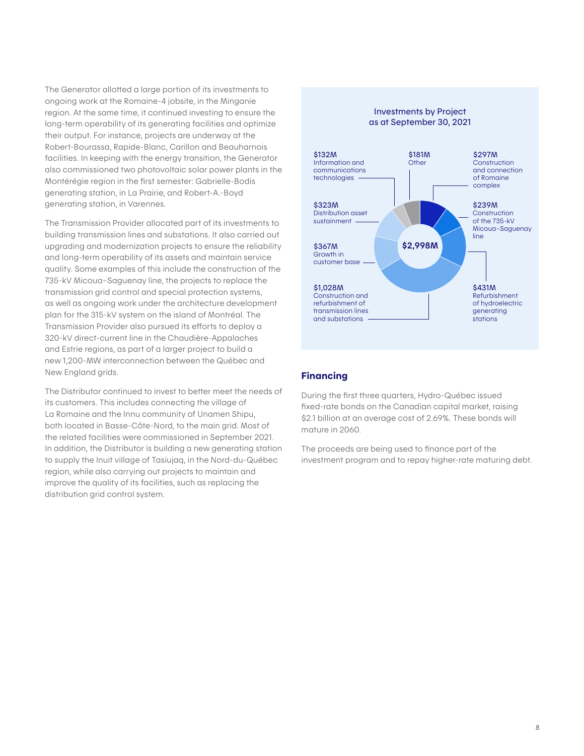The Generator allotted a large portion of its investments to ongoing work at the Romaine-4 jobsite, in the Minganie region. At the same time, it continued investing to ensure the long-term operability of its generating facilities and optimize their output. For instance, projects are underway at the Robert-Bourassa, Rapide-Blanc, Carillon and Beauharnois facilities. In keeping with the energy transition, the Generator also commissioned two photovoltaic solar power plants in the Montérégie region in the first semester: Gabrielle-Bodis generating station, in La Prairie, and Robert-A.-Boyd generating station, in Varennes.

The Transmission Provider allocated part of its investments to building transmission lines and substations. It also carried out upgrading and modernization projects to ensure the reliability and long-term operability of its assets and maintain service quality. Some examples of this include the construction of the 735-kV Micoua–Saguenay line, the projects to replace the transmission grid control and special protection systems, as well as ongoing work under the architecture development plan for the 315-kV system on the island of Montréal. The Transmission Provider also pursued its efforts to deploy a 320-kV direct-current line in the Chaudière-Appalaches and Estrie regions, as part of a larger project to build a new 1,200-MW interconnection between the Québec and New England grids.

The Distributor continued to invest to better meet the needs of its customers. This includes connecting the village of La Romaine and the Innu community of Unamen Shipu, both located in Basse-Côte-Nord, to the main grid. Most of the related facilities were commissioned in September 2021. In addition, the Distributor is building a new generating station to supply the Inuit village of Tasiujaq, in the Nord-du-Québec region, while also carrying out projects to maintain and improve the quality of its facilities, such as replacing the distribution grid control system.

**Investments by Project as at September 30, 2021**

| Project | Amount |
|---|---|
| Construction and connection of Romaine complex | $297M |
| Construction of the 735-kV Micoua–Saguenay line | $239M |
| Refurbishment of hydroelectric generating stations | $431M |
| Construction and refurbishment of transmission lines and substations | $1,028M |
| Growth in customer base | $367M |
| Distribution asset sustainment | $323M |
| Information and communications technologies | $132M |
| Other | $181M |
| **Total** | **$2,998M** |

## Financing

During the first three quarters, Hydro-Québec issued fixed-rate bonds on the Canadian capital market, raising $2.1 billion at an average cost of 2.69%. These bonds will mature in 2060.

The proceeds are being used to finance part of the investment program and to repay higher-rate maturing debt.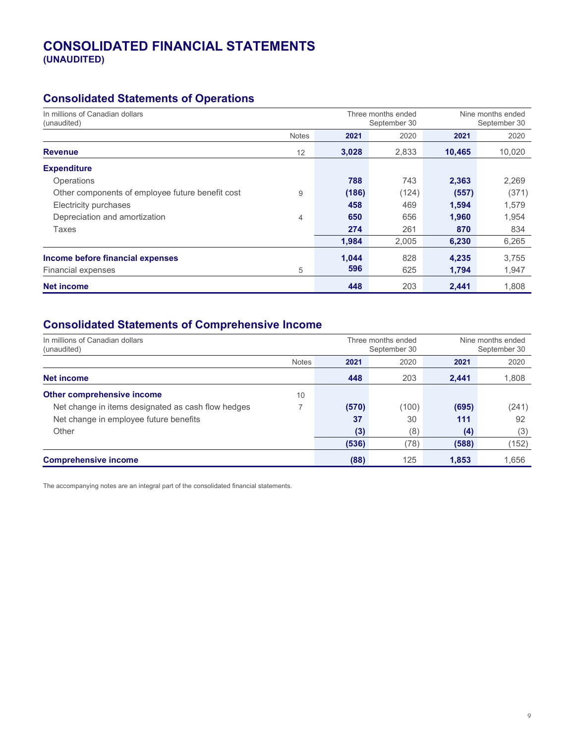# CONSOLIDATED FINANCIAL STATEMENTS
**(UNAUDITED)**

## Consolidated Statements of Operations

| In millions of Canadian dollars (unaudited) | | Three months ended September 30 | | Nine months ended September 30 | |
|---|---|---|---|---|---|
| | Notes | **2021** | 2020 | **2021** | 2020 |
| **Revenue** | 12 | **3,028** | 2,833 | **10,465** | 10,020 |
| **Expenditure** | | | | | |
| Operations | | **788** | 743 | **2,363** | 2,269 |
| Other components of employee future benefit cost | 9 | **(186)** | (124) | **(557)** | (371) |
| Electricity purchases | | **458** | 469 | **1,594** | 1,579 |
| Depreciation and amortization | 4 | **650** | 656 | **1,960** | 1,954 |
| Taxes | | **274** | 261 | **870** | 834 |
| | | **1,984** | 2,005 | **6,230** | 6,265 |
| **Income before financial expenses** | | **1,044** | 828 | **4,235** | 3,755 |
| Financial expenses | 5 | **596** | 625 | **1,794** | 1,947 |
| **Net income** | | **448** | 203 | **2,441** | 1,808 |

## Consolidated Statements of Comprehensive Income

| In millions of Canadian dollars (unaudited) | | Three months ended September 30 | | Nine months ended September 30 | |
|---|---|---|---|---|---|
| | Notes | **2021** | 2020 | **2021** | 2020 |
| **Net income** | | **448** | 203 | **2,441** | 1,808 |
| **Other comprehensive income** | 10 | | | | |
| Net change in items designated as cash flow hedges | 7 | **(570)** | (100) | **(695)** | (241) |
| Net change in employee future benefits | | **37** | 30 | **111** | 92 |
| Other | | **(3)** | (8) | **(4)** | (3) |
| | | **(536)** | (78) | **(588)** | (152) |
| **Comprehensive income** | | **(88)** | 125 | **1,853** | 1,656 |

The accompanying notes are an integral part of the consolidated financial statements.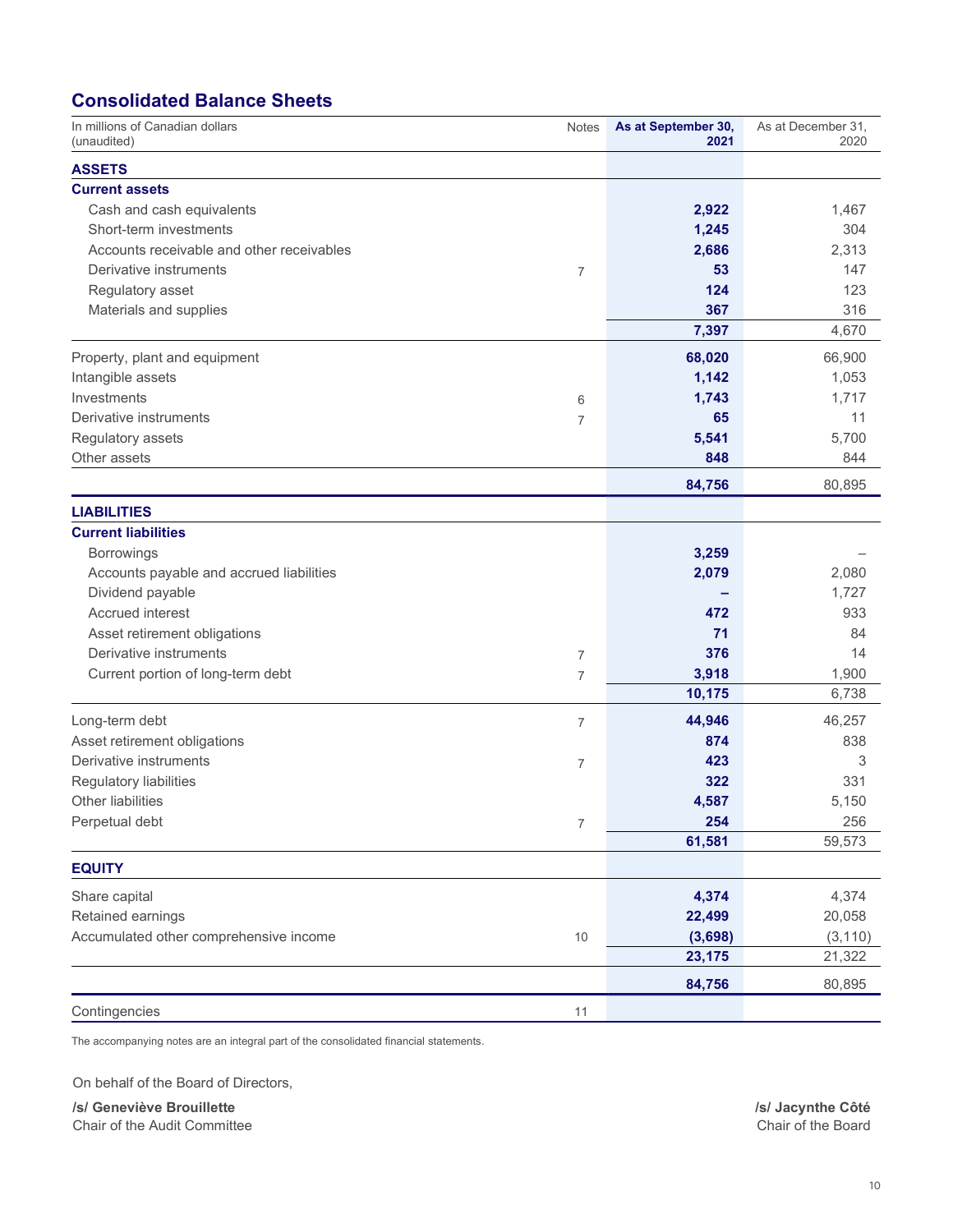## Consolidated Balance Sheets

| In millions of Canadian dollars (unaudited) | Notes | As at September 30, 2021 | As at December 31, 2020 |
|---|---|---|---|
| **ASSETS** | | | |
| **Current assets** | | | |
| Cash and cash equivalents | | **2,922** | 1,467 |
| Short-term investments | | **1,245** | 304 |
| Accounts receivable and other receivables | | **2,686** | 2,313 |
| Derivative instruments | 7 | **53** | 147 |
| Regulatory asset | | **124** | 123 |
| Materials and supplies | | **367** | 316 |
| | | **7,397** | 4,670 |
| Property, plant and equipment | | **68,020** | 66,900 |
| Intangible assets | | **1,142** | 1,053 |
| Investments | 6 | **1,743** | 1,717 |
| Derivative instruments | 7 | **65** | 11 |
| Regulatory assets | | **5,541** | 5,700 |
| Other assets | | **848** | 844 |
| | | **84,756** | 80,895 |
| **LIABILITIES** | | | |
| **Current liabilities** | | | |
| Borrowings | | **3,259** | – |
| Accounts payable and accrued liabilities | | **2,079** | 2,080 |
| Dividend payable | | **–** | 1,727 |
| Accrued interest | | **472** | 933 |
| Asset retirement obligations | | **71** | 84 |
| Derivative instruments | 7 | **376** | 14 |
| Current portion of long-term debt | 7 | **3,918** | 1,900 |
| | | **10,175** | 6,738 |
| Long-term debt | 7 | **44,946** | 46,257 |
| Asset retirement obligations | | **874** | 838 |
| Derivative instruments | 7 | **423** | 3 |
| Regulatory liabilities | | **322** | 331 |
| Other liabilities | | **4,587** | 5,150 |
| Perpetual debt | 7 | **254** | 256 |
| | | **61,581** | 59,573 |
| **EQUITY** | | | |
| Share capital | | **4,374** | 4,374 |
| Retained earnings | | **22,499** | 20,058 |
| Accumulated other comprehensive income | 10 | **(3,698)** | (3,110) |
| | | **23,175** | 21,322 |
| | | **84,756** | 80,895 |
| Contingencies | 11 | | |

The accompanying notes are an integral part of the consolidated financial statements.

On behalf of the Board of Directors,

**/s/ Geneviève Brouillette**
Chair of the Audit Committee

**/s/ Jacynthe Côté**
Chair of the Board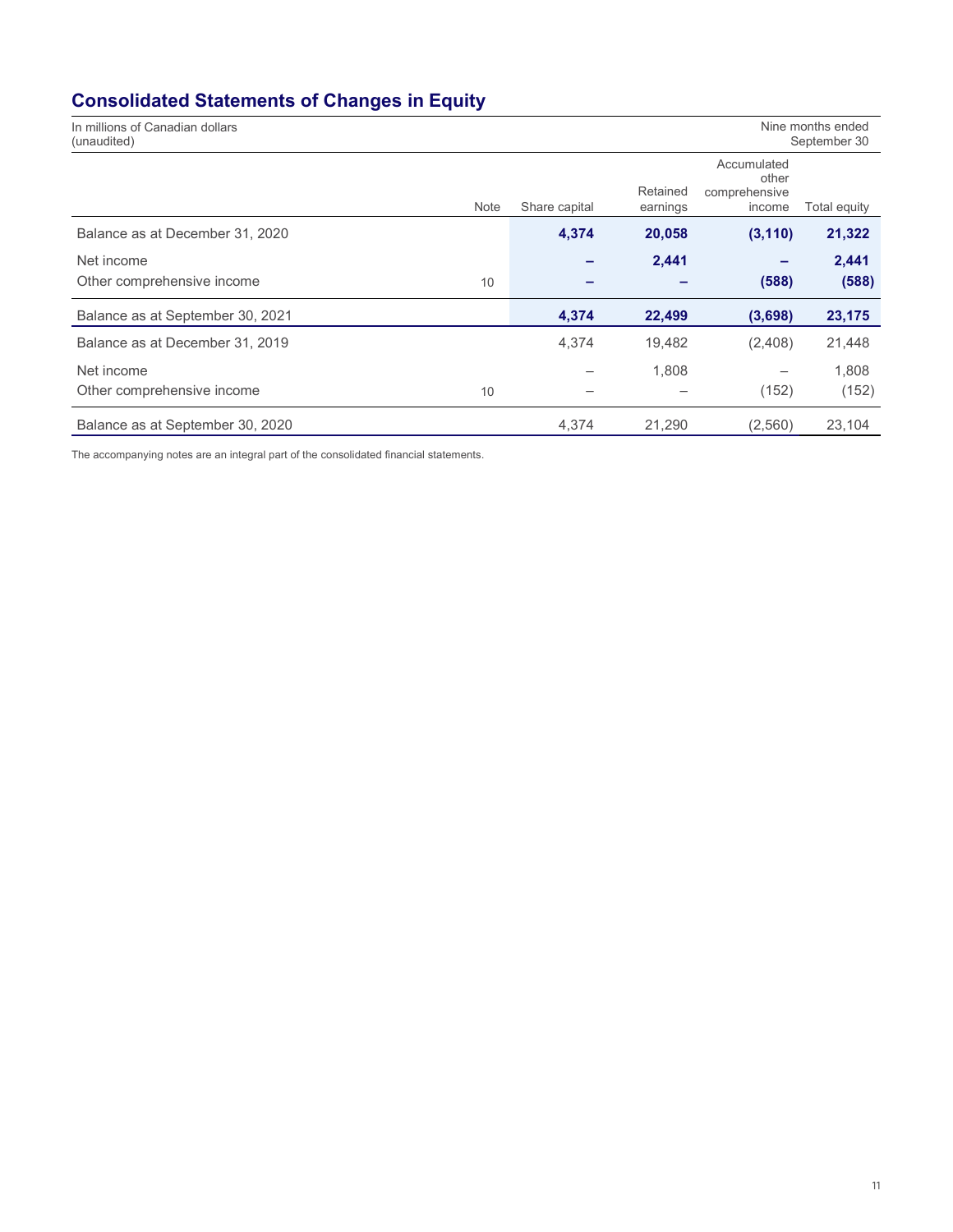## Consolidated Statements of Changes in Equity

In millions of Canadian dollars
(unaudited)

Nine months ended September 30

| | Note | Share capital | Retained earnings | Accumulated other comprehensive income | Total equity |
|---|---|---|---|---|---|
| Balance as at December 31, 2020 | | **4,374** | **20,058** | **(3,110)** | **21,322** |
| Net income | | **–** | **2,441** | **–** | **2,441** |
| Other comprehensive income | 10 | **–** | **–** | **(588)** | **(588)** |
| Balance as at September 30, 2021 | | **4,374** | **22,499** | **(3,698)** | **23,175** |
| Balance as at December 31, 2019 | | 4,374 | 19,482 | (2,408) | 21,448 |
| Net income | | – | 1,808 | – | 1,808 |
| Other comprehensive income | 10 | – | – | (152) | (152) |
| Balance as at September 30, 2020 | | 4,374 | 21,290 | (2,560) | 23,104 |

The accompanying notes are an integral part of the consolidated financial statements.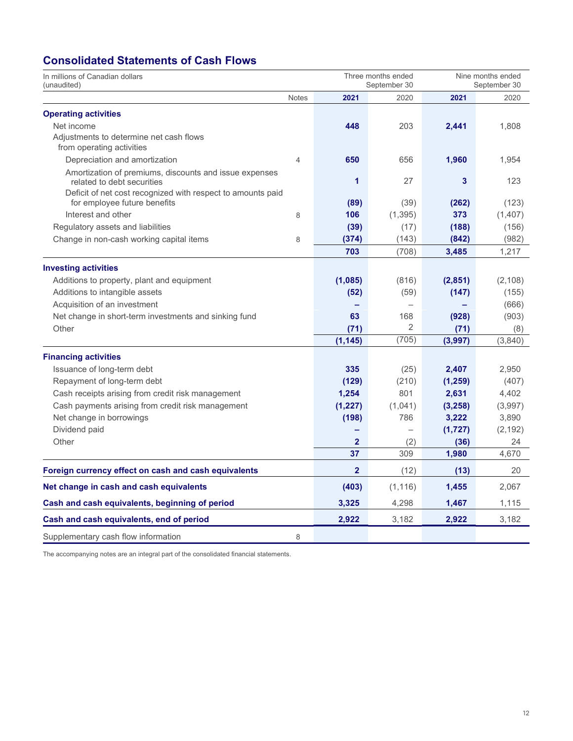## Consolidated Statements of Cash Flows

| In millions of Canadian dollars (unaudited) | | Three months ended September 30 | | Nine months ended September 30 | |
|---|---|---|---|---|---|
| | Notes | **2021** | 2020 | **2021** | 2020 |
| **Operating activities** | | | | | |
| Net income | | **448** | 203 | **2,441** | 1,808 |
| Adjustments to determine net cash flows from operating activities | | | | | |
| Depreciation and amortization | 4 | **650** | 656 | **1,960** | 1,954 |
| Amortization of premiums, discounts and issue expenses related to debt securities | | **1** | 27 | **3** | 123 |
| Deficit of net cost recognized with respect to amounts paid for employee future benefits | | **(89)** | (39) | **(262)** | (123) |
| Interest and other | 8 | **106** | (1,395) | **373** | (1,407) |
| Regulatory assets and liabilities | | **(39)** | (17) | **(188)** | (156) |
| Change in non-cash working capital items | 8 | **(374)** | (143) | **(842)** | (982) |
| | | **703** | (708) | **3,485** | 1,217 |
| **Investing activities** | | | | | |
| Additions to property, plant and equipment | | **(1,085)** | (816) | **(2,851)** | (2,108) |
| Additions to intangible assets | | **(52)** | (59) | **(147)** | (155) |
| Acquisition of an investment | | **–** | – | **–** | (666) |
| Net change in short-term investments and sinking fund | | **63** | 168 | **(928)** | (903) |
| Other | | **(71)** | 2 | **(71)** | (8) |
| | | **(1,145)** | (705) | **(3,997)** | (3,840) |
| **Financing activities** | | | | | |
| Issuance of long-term debt | | **335** | (25) | **2,407** | 2,950 |
| Repayment of long-term debt | | **(129)** | (210) | **(1,259)** | (407) |
| Cash receipts arising from credit risk management | | **1,254** | 801 | **2,631** | 4,402 |
| Cash payments arising from credit risk management | | **(1,227)** | (1,041) | **(3,258)** | (3,997) |
| Net change in borrowings | | **(198)** | 786 | **3,222** | 3,890 |
| Dividend paid | | **–** | – | **(1,727)** | (2,192) |
| Other | | **2** | (2) | **(36)** | 24 |
| | | **37** | 309 | **1,980** | 4,670 |
| **Foreign currency effect on cash and cash equivalents** | | **2** | (12) | **(13)** | 20 |
| **Net change in cash and cash equivalents** | | **(403)** | (1,116) | **1,455** | 2,067 |
| **Cash and cash equivalents, beginning of period** | | **3,325** | 4,298 | **1,467** | 1,115 |
| **Cash and cash equivalents, end of period** | | **2,922** | 3,182 | **2,922** | 3,182 |
| Supplementary cash flow information | 8 | | | | |

The accompanying notes are an integral part of the consolidated financial statements.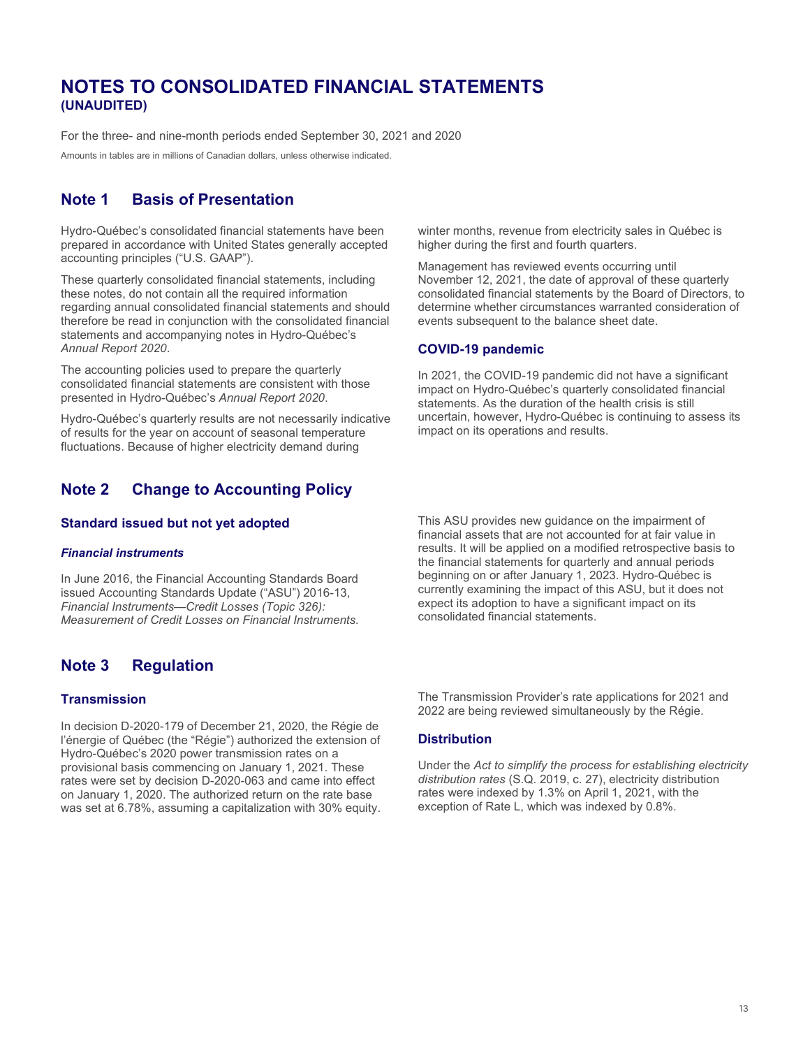# NOTES TO CONSOLIDATED FINANCIAL STATEMENTS
**(UNAUDITED)**

For the three- and nine-month periods ended September 30, 2021 and 2020

Amounts in tables are in millions of Canadian dollars, unless otherwise indicated.

## Note 1 Basis of Presentation

Hydro-Québec's consolidated financial statements have been prepared in accordance with United States generally accepted accounting principles ("U.S. GAAP").

These quarterly consolidated financial statements, including these notes, do not contain all the required information regarding annual consolidated financial statements and should therefore be read in conjunction with the consolidated financial statements and accompanying notes in Hydro-Québec's *Annual Report 2020*.

The accounting policies used to prepare the quarterly consolidated financial statements are consistent with those presented in Hydro-Québec's *Annual Report 2020*.

Hydro-Québec's quarterly results are not necessarily indicative of results for the year on account of seasonal temperature fluctuations. Because of higher electricity demand during winter months, revenue from electricity sales in Québec is higher during the first and fourth quarters.

Management has reviewed events occurring until November 12, 2021, the date of approval of these quarterly consolidated financial statements by the Board of Directors, to determine whether circumstances warranted consideration of events subsequent to the balance sheet date.

### COVID-19 pandemic

In 2021, the COVID-19 pandemic did not have a significant impact on Hydro-Québec's quarterly consolidated financial statements. As the duration of the health crisis is still uncertain, however, Hydro-Québec is continuing to assess its impact on its operations and results.

## Note 2 Change to Accounting Policy

### Standard issued but not yet adopted

#### *Financial instruments*

In June 2016, the Financial Accounting Standards Board issued Accounting Standards Update ("ASU") 2016-13, *Financial Instruments—Credit Losses (Topic 326): Measurement of Credit Losses on Financial Instruments.*

This ASU provides new guidance on the impairment of financial assets that are not accounted for at fair value in results. It will be applied on a modified retrospective basis to the financial statements for quarterly and annual periods beginning on or after January 1, 2023. Hydro-Québec is currently examining the impact of this ASU, but it does not expect its adoption to have a significant impact on its consolidated financial statements.

## Note 3 Regulation

### Transmission

In decision D-2020-179 of December 21, 2020, the Régie de l'énergie of Québec (the "Régie") authorized the extension of Hydro-Québec's 2020 power transmission rates on a provisional basis commencing on January 1, 2021. These rates were set by decision D-2020-063 and came into effect on January 1, 2020. The authorized return on the rate base was set at 6.78%, assuming a capitalization with 30% equity.

The Transmission Provider's rate applications for 2021 and 2022 are being reviewed simultaneously by the Régie.

### Distribution

Under the *Act to simplify the process for establishing electricity distribution rates* (S.Q. 2019, c. 27), electricity distribution rates were indexed by 1.3% on April 1, 2021, with the exception of Rate L, which was indexed by 0.8%.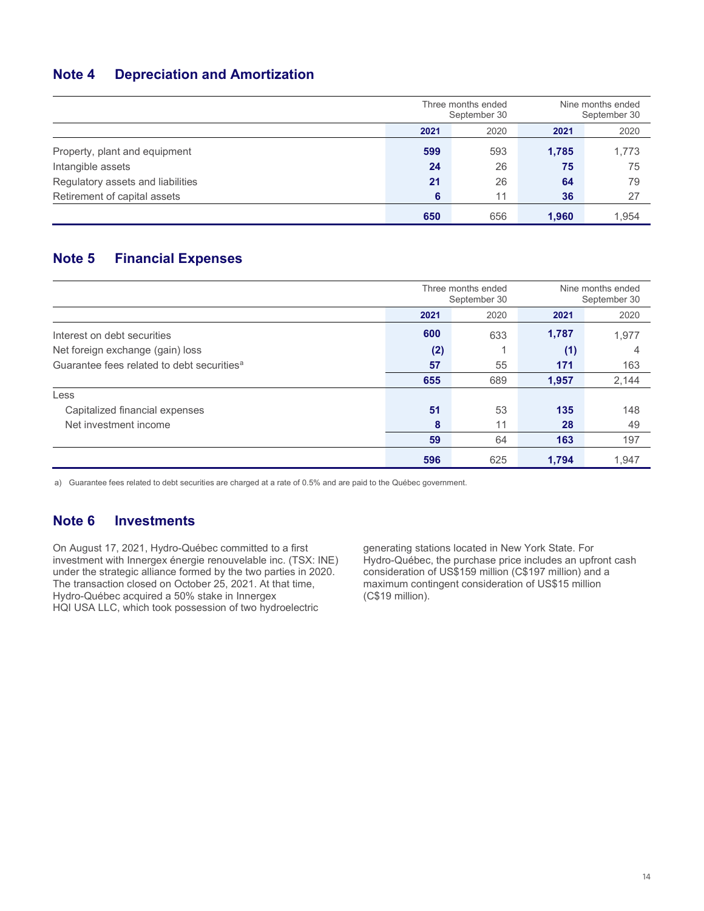## Note 4 Depreciation and Amortization

| | Three months ended September 30 | | Nine months ended September 30 | |
|---|---|---|---|---|
| | **2021** | 2020 | **2021** | 2020 |
| Property, plant and equipment | **599** | 593 | **1,785** | 1,773 |
| Intangible assets | **24** | 26 | **75** | 75 |
| Regulatory assets and liabilities | **21** | 26 | **64** | 79 |
| Retirement of capital assets | **6** | 11 | **36** | 27 |
| | **650** | 656 | **1,960** | 1,954 |

## Note 5 Financial Expenses

| | Three months ended September 30 | | Nine months ended September 30 | |
|---|---|---|---|---|
| | **2021** | 2020 | **2021** | 2020 |
| Interest on debt securities | **600** | 633 | **1,787** | 1,977 |
| Net foreign exchange (gain) loss | **(2)** | 1 | **(1)** | 4 |
| Guarantee fees related to debt securities[a] | **57** | 55 | **171** | 163 |
| | **655** | 689 | **1,957** | 2,144 |
| Less | | | | |
| Capitalized financial expenses | **51** | 53 | **135** | 148 |
| Net investment income | **8** | 11 | **28** | 49 |
| | **59** | 64 | **163** | 197 |
| | **596** | 625 | **1,794** | 1,947 |

a) Guarantee fees related to debt securities are charged at a rate of 0.5% and are paid to the Québec government.

## Note 6 Investments

On August 17, 2021, Hydro-Québec committed to a first investment with Innergex énergie renouvelable inc. (TSX: INE) under the strategic alliance formed by the two parties in 2020. The transaction closed on October 25, 2021. At that time, Hydro-Québec acquired a 50% stake in Innergex HQI USA LLC, which took possession of two hydroelectric generating stations located in New York State. For Hydro-Québec, the purchase price includes an upfront cash consideration of US$159 million (C$197 million) and a maximum contingent consideration of US$15 million (C$19 million).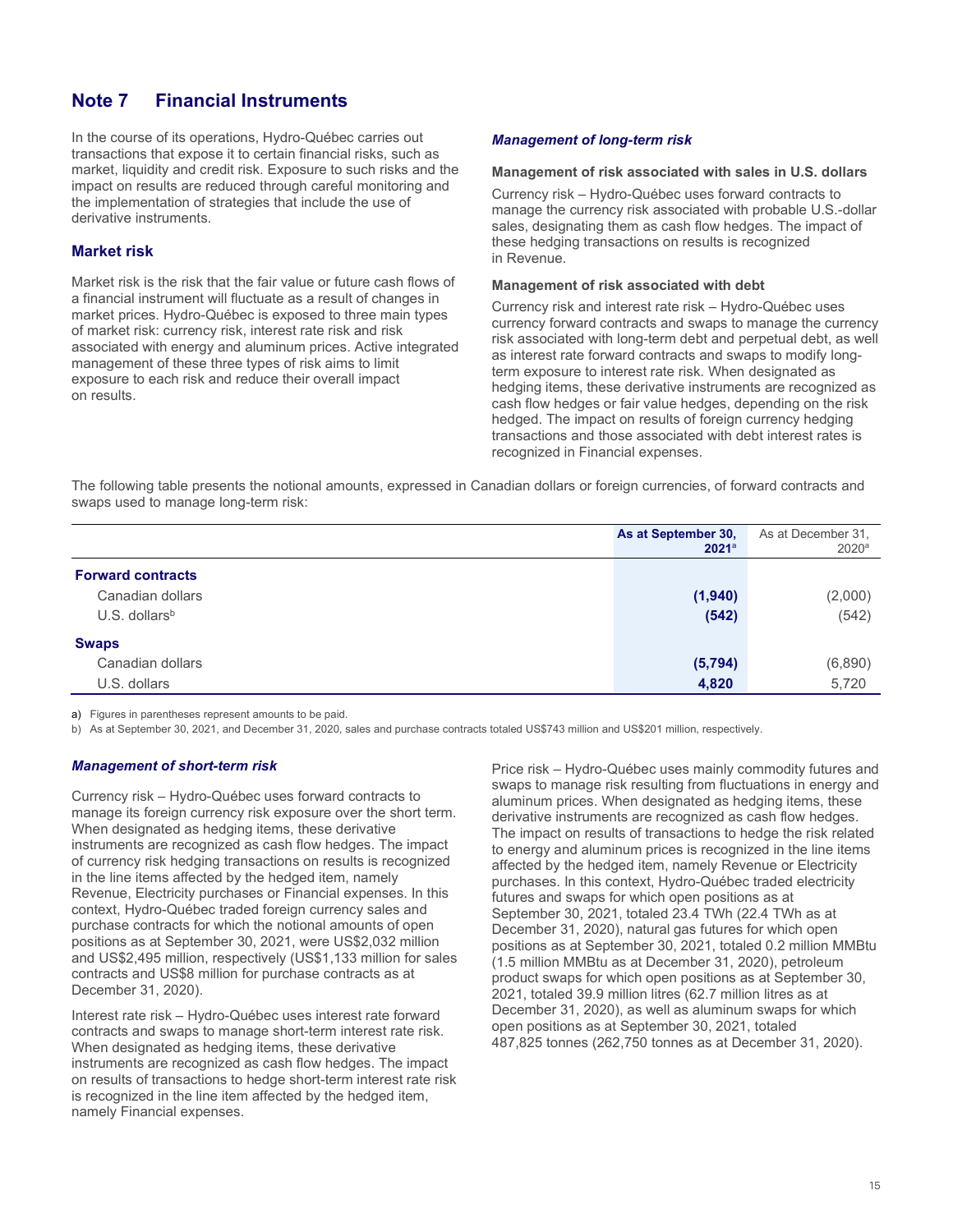## Note 7 Financial Instruments

In the course of its operations, Hydro-Québec carries out transactions that expose it to certain financial risks, such as market, liquidity and credit risk. Exposure to such risks and the impact on results are reduced through careful monitoring and the implementation of strategies that include the use of derivative instruments.

### Market risk

Market risk is the risk that the fair value or future cash flows of a financial instrument will fluctuate as a result of changes in market prices. Hydro-Québec is exposed to three main types of market risk: currency risk, interest rate risk and risk associated with energy and aluminum prices. Active integrated management of these three types of risk aims to limit exposure to each risk and reduce their overall impact on results.

#### *Management of long-term risk*

**Management of risk associated with sales in U.S. dollars**

Currency risk – Hydro-Québec uses forward contracts to manage the currency risk associated with probable U.S.-dollar sales, designating them as cash flow hedges. The impact of these hedging transactions on results is recognized in Revenue.

**Management of risk associated with debt**

Currency risk and interest rate risk – Hydro-Québec uses currency forward contracts and swaps to manage the currency risk associated with long-term debt and perpetual debt, as well as interest rate forward contracts and swaps to modify long-term exposure to interest rate risk. When designated as hedging items, these derivative instruments are recognized as cash flow hedges or fair value hedges, depending on the risk hedged. The impact on results of foreign currency hedging transactions and those associated with debt interest rates is recognized in Financial expenses.

The following table presents the notional amounts, expressed in Canadian dollars or foreign currencies, of forward contracts and swaps used to manage long-term risk:

| | **As at September 30, 2021**[a] | As at December 31, 2020[a] |
|---|---|---|
| **Forward contracts** | | |
| Canadian dollars | **(1,940)** | (2,000) |
| U.S. dollars[b] | **(542)** | (542) |
| **Swaps** | | |
| Canadian dollars | **(5,794)** | (6,890) |
| U.S. dollars | **4,820** | 5,720 |

a) Figures in parentheses represent amounts to be paid.

b) As at September 30, 2021, and December 31, 2020, sales and purchase contracts totaled US$743 million and US$201 million, respectively.

#### *Management of short-term risk*

Currency risk – Hydro-Québec uses forward contracts to manage its foreign currency risk exposure over the short term. When designated as hedging items, these derivative instruments are recognized as cash flow hedges. The impact of currency risk hedging transactions on results is recognized in the line items affected by the hedged item, namely Revenue, Electricity purchases or Financial expenses. In this context, Hydro-Québec traded foreign currency sales and purchase contracts for which the notional amounts of open positions as at September 30, 2021, were US$2,032 million and US$2,495 million, respectively (US$1,133 million for sales contracts and US$8 million for purchase contracts as at December 31, 2020).

Interest rate risk – Hydro-Québec uses interest rate forward contracts and swaps to manage short-term interest rate risk. When designated as hedging items, these derivative instruments are recognized as cash flow hedges. The impact on results of transactions to hedge short-term interest rate risk is recognized in the line item affected by the hedged item, namely Financial expenses.

Price risk – Hydro-Québec uses mainly commodity futures and swaps to manage risk resulting from fluctuations in energy and aluminum prices. When designated as hedging items, these derivative instruments are recognized as cash flow hedges. The impact on results of transactions to hedge the risk related to energy and aluminum prices is recognized in the line items affected by the hedged item, namely Revenue or Electricity purchases. In this context, Hydro-Québec traded electricity futures and swaps for which open positions as at September 30, 2021, totaled 23.4 TWh (22.4 TWh as at December 31, 2020), natural gas futures for which open positions as at September 30, 2021, totaled 0.2 million MMBtu (1.5 million MMBtu as at December 31, 2020), petroleum product swaps for which open positions as at September 30, 2021, totaled 39.9 million litres (62.7 million litres as at December 31, 2020), as well as aluminum swaps for which open positions as at September 30, 2021, totaled 487,825 tonnes (262,750 tonnes as at December 31, 2020).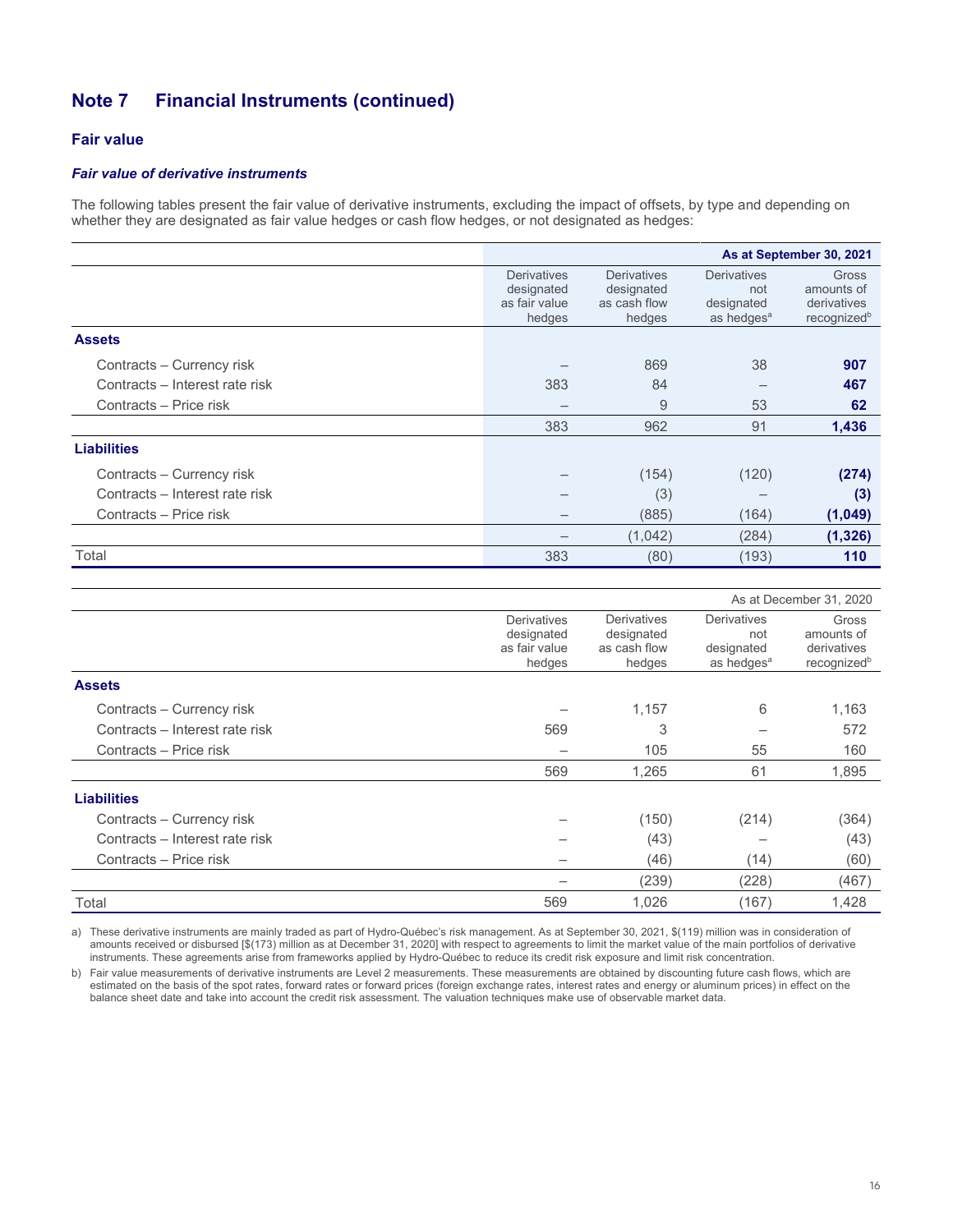## Note 7 Financial Instruments (continued)

### Fair value

#### *Fair value of derivative instruments*

The following tables present the fair value of derivative instruments, excluding the impact of offsets, by type and depending on whether they are designated as fair value hedges or cash flow hedges, or not designated as hedges:

| | | | | **As at September 30, 2021** |
|---|---|---|---|---|
| | Derivatives designated as fair value hedges | Derivatives designated as cash flow hedges | Derivatives not designated as hedges[a] | Gross amounts of derivatives recognized[b] |
| **Assets** | | | | |
| Contracts – Currency risk | – | 869 | 38 | **907** |
| Contracts – Interest rate risk | 383 | 84 | – | **467** |
| Contracts – Price risk | – | 9 | 53 | **62** |
| | 383 | 962 | 91 | **1,436** |
| **Liabilities** | | | | |
| Contracts – Currency risk | – | (154) | (120) | **(274)** |
| Contracts – Interest rate risk | – | (3) | – | **(3)** |
| Contracts – Price risk | – | (885) | (164) | **(1,049)** |
| | – | (1,042) | (284) | **(1,326)** |
| Total | 383 | (80) | (193) | **110** |

| | | | | As at December 31, 2020 |
|---|---|---|---|---|
| | Derivatives designated as fair value hedges | Derivatives designated as cash flow hedges | Derivatives not designated as hedges[a] | Gross amounts of derivatives recognized[b] |
| **Assets** | | | | |
| Contracts – Currency risk | – | 1,157 | 6 | 1,163 |
| Contracts – Interest rate risk | 569 | 3 | – | 572 |
| Contracts – Price risk | – | 105 | 55 | 160 |
| | 569 | 1,265 | 61 | 1,895 |
| **Liabilities** | | | | |
| Contracts – Currency risk | – | (150) | (214) | (364) |
| Contracts – Interest rate risk | – | (43) | – | (43) |
| Contracts – Price risk | – | (46) | (14) | (60) |
| | – | (239) | (228) | (467) |
| Total | 569 | 1,026 | (167) | 1,428 |

a) These derivative instruments are mainly traded as part of Hydro-Québec's risk management. As at September 30, 2021, $(119) million was in consideration of amounts received or disbursed [$(173) million as at December 31, 2020] with respect to agreements to limit the market value of the main portfolios of derivative instruments. These agreements arise from frameworks applied by Hydro-Québec to reduce its credit risk exposure and limit risk concentration.

b) Fair value measurements of derivative instruments are Level 2 measurements. These measurements are obtained by discounting future cash flows, which are estimated on the basis of the spot rates, forward rates or forward prices (foreign exchange rates, interest rates and energy or aluminum prices) in effect on the balance sheet date and take into account the credit risk assessment. The valuation techniques make use of observable market data.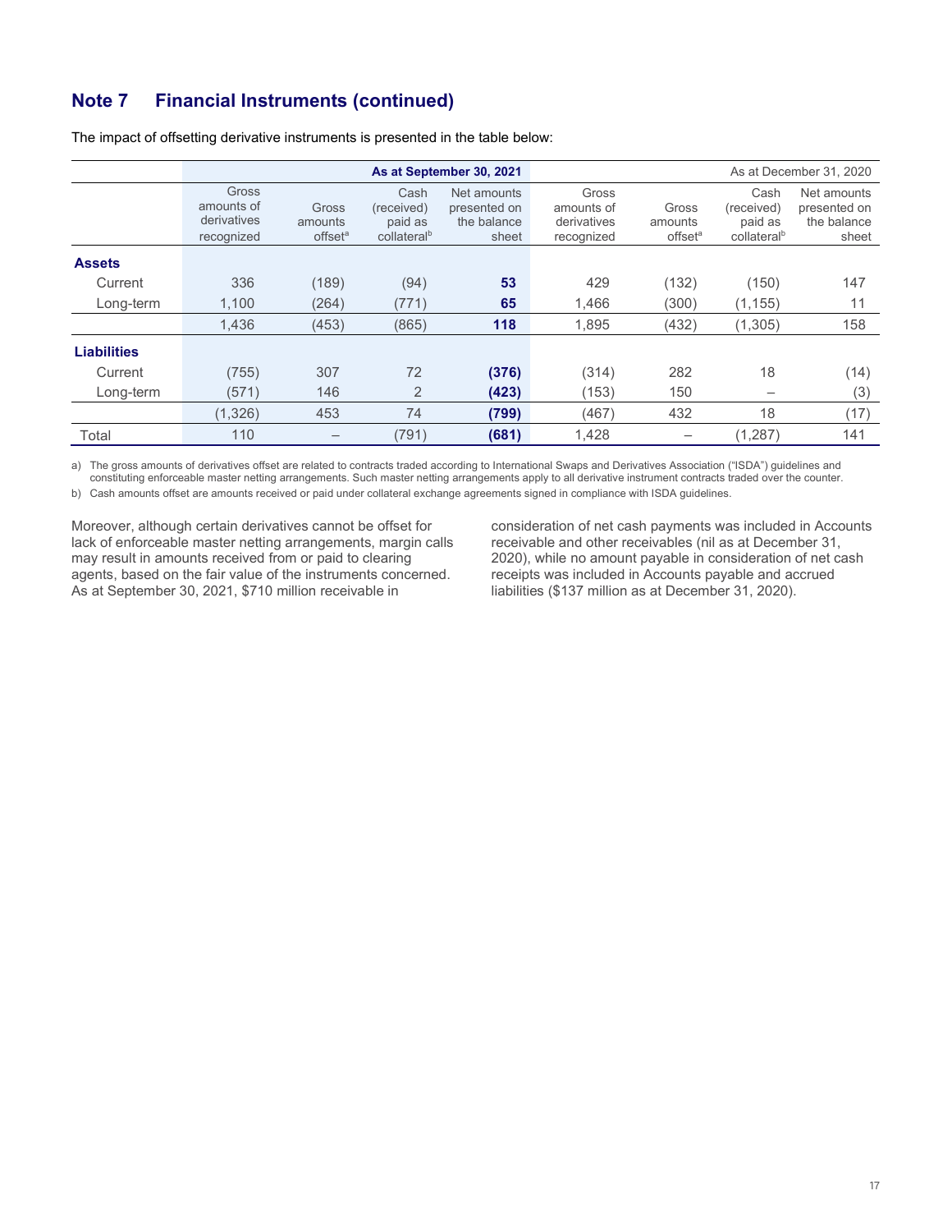## Note 7 Financial Instruments (continued)

The impact of offsetting derivative instruments is presented in the table below:

| | As at September 30, 2021 | | | | As at December 31, 2020 | | | |
|---|---|---|---|---|---|---|---|---|
| | Gross amounts of derivatives recognized | Gross amounts offset[a] | Cash (received) paid as collateral[b] | Net amounts presented on the balance sheet | Gross amounts of derivatives recognized | Gross amounts offset[a] | Cash (received) paid as collateral[b] | Net amounts presented on the balance sheet |
| **Assets** | | | | | | | | |
| Current | 336 | (189) | (94) | **53** | 429 | (132) | (150) | 147 |
| Long-term | 1,100 | (264) | (771) | **65** | 1,466 | (300) | (1,155) | 11 |
| | 1,436 | (453) | (865) | **118** | 1,895 | (432) | (1,305) | 158 |
| **Liabilities** | | | | | | | | |
| Current | (755) | 307 | 72 | **(376)** | (314) | 282 | 18 | (14) |
| Long-term | (571) | 146 | 2 | **(423)** | (153) | 150 | – | (3) |
| | (1,326) | 453 | 74 | **(799)** | (467) | 432 | 18 | (17) |
| Total | 110 | – | (791) | **(681)** | 1,428 | – | (1,287) | 141 |

a) The gross amounts of derivatives offset are related to contracts traded according to International Swaps and Derivatives Association ("ISDA") guidelines and constituting enforceable master netting arrangements. Such master netting arrangements apply to all derivative instrument contracts traded over the counter.

b) Cash amounts offset are amounts received or paid under collateral exchange agreements signed in compliance with ISDA guidelines.

Moreover, although certain derivatives cannot be offset for lack of enforceable master netting arrangements, margin calls may result in amounts received from or paid to clearing agents, based on the fair value of the instruments concerned. As at September 30, 2021, $710 million receivable in consideration of net cash payments was included in Accounts receivable and other receivables (nil as at December 31, 2020), while no amount payable in consideration of net cash receipts was included in Accounts payable and accrued liabilities ($137 million as at December 31, 2020).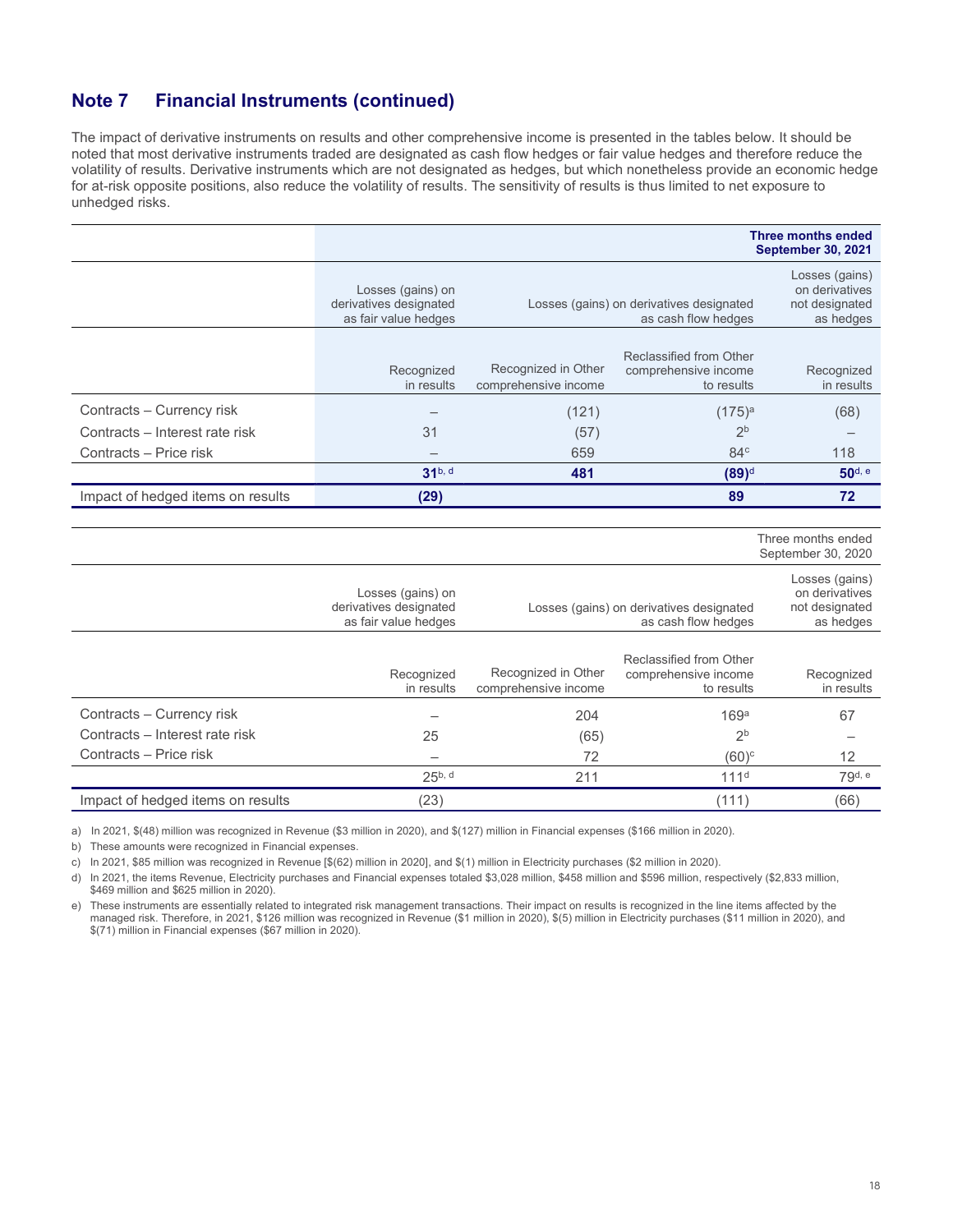## Note 7 Financial Instruments (continued)

The impact of derivative instruments on results and other comprehensive income is presented in the tables below. It should be noted that most derivative instruments traded are designated as cash flow hedges or fair value hedges and therefore reduce the volatility of results. Derivative instruments which are not designated as hedges, but which nonetheless provide an economic hedge for at-risk opposite positions, also reduce the volatility of results. The sensitivity of results is thus limited to net exposure to unhedged risks.

| | | | | **Three months ended September 30, 2021** |
|---|---|---|---|---|
| | Losses (gains) on derivatives designated as fair value hedges | Losses (gains) on derivatives designated as cash flow hedges | | Losses (gains) on derivatives not designated as hedges |
| | Recognized in results | Recognized in Other comprehensive income | Reclassified from Other comprehensive income to results | Recognized in results |
| Contracts – Currency risk | – | (121) | (175)[a] | (68) |
| Contracts – Interest rate risk | 31 | (57) | 2[b] | – |
| Contracts – Price risk | – | 659 | 84[c] | 118 |
| | **31**[b, d] | **481** | **(89)**[d] | **50**[d, e] |
| Impact of hedged items on results | **(29)** | | **89** | **72** |

| | | | | Three months ended September 30, 2020 |
|---|---|---|---|---|
| | Losses (gains) on derivatives designated as fair value hedges | Losses (gains) on derivatives designated as cash flow hedges | | Losses (gains) on derivatives not designated as hedges |
| | Recognized in results | Recognized in Other comprehensive income | Reclassified from Other comprehensive income to results | Recognized in results |
| Contracts – Currency risk | – | 204 | 169[a] | 67 |
| Contracts – Interest rate risk | 25 | (65) | 2[b] | – |
| Contracts – Price risk | – | 72 | (60)[c] | 12 |
| | 25[b, d] | 211 | 111[d] | 79[d, e] |
| Impact of hedged items on results | (23) | | (111) | (66) |

a) In 2021, $(48) million was recognized in Revenue ($3 million in 2020), and $(127) million in Financial expenses ($166 million in 2020).

b) These amounts were recognized in Financial expenses.

c) In 2021, $85 million was recognized in Revenue [$(62) million in 2020], and $(1) million in Electricity purchases ($2 million in 2020).

d) In 2021, the items Revenue, Electricity purchases and Financial expenses totaled $3,028 million, $458 million and $596 million, respectively ($2,833 million, $469 million and $625 million in 2020).

e) These instruments are essentially related to integrated risk management transactions. Their impact on results is recognized in the line items affected by the managed risk. Therefore, in 2021, $126 million was recognized in Revenue ($1 million in 2020), $(5) million in Electricity purchases ($11 million in 2020), and $(71) million in Financial expenses ($67 million in 2020).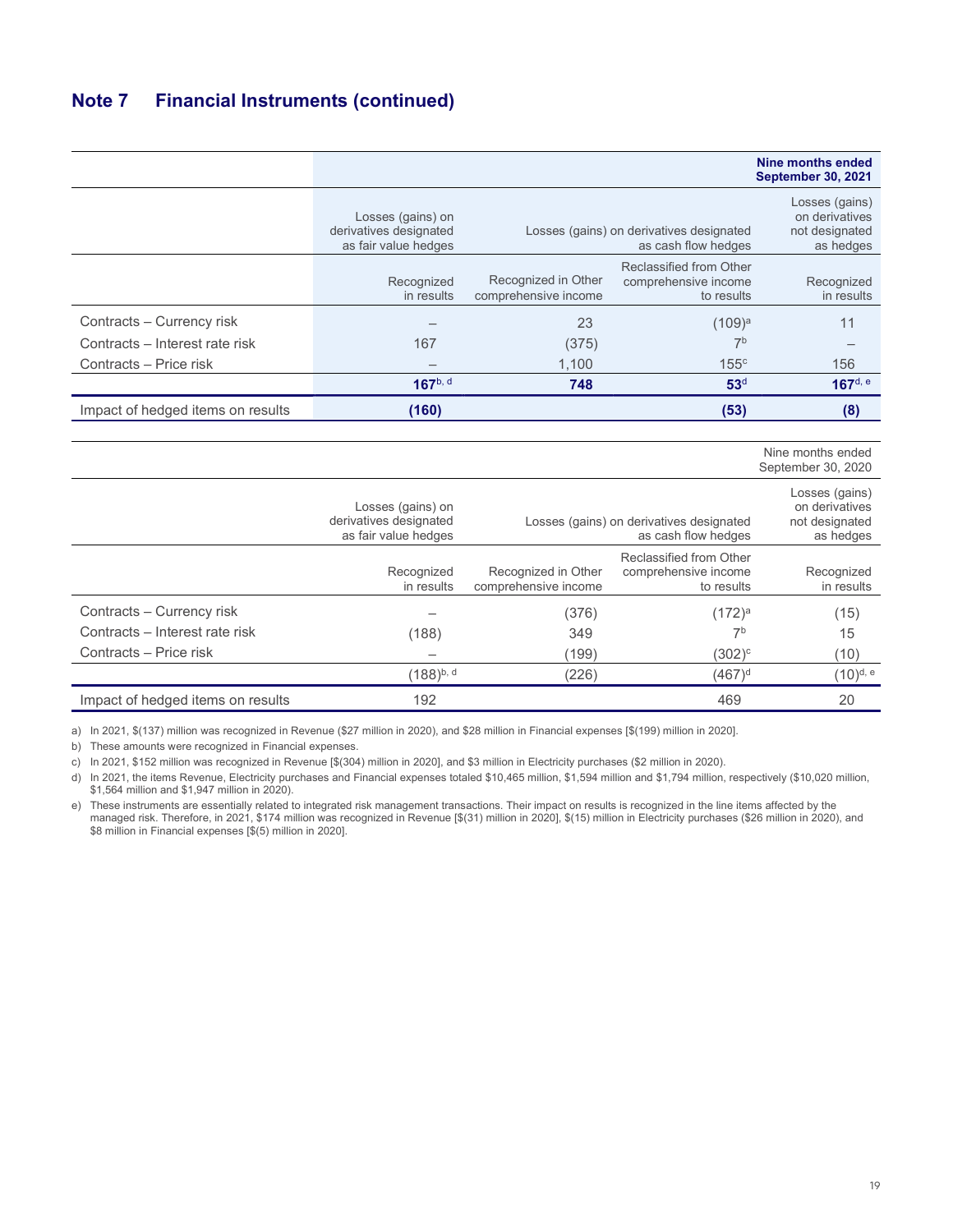## Note 7 Financial Instruments (continued)

| | | | | Nine months ended September 30, 2021 |
|---|---|---|---|---|
| | Losses (gains) on derivatives designated as fair value hedges | Losses (gains) on derivatives designated as cash flow hedges | | Losses (gains) on derivatives not designated as hedges |
| | Recognized in results | Recognized in Other comprehensive income | Reclassified from Other comprehensive income to results | Recognized in results |
| Contracts – Currency risk | – | 23 | (109)[a] | 11 |
| Contracts – Interest rate risk | 167 | (375) | 7[b] | – |
| Contracts – Price risk | – | 1,100 | 155[c] | 156 |
| | **167**[b, d] | **748** | **53**[d] | **167**[d, e] |
| Impact of hedged items on results | **(160)** | | **(53)** | **(8)** |

| | | | | Nine months ended September 30, 2020 |
|---|---|---|---|---|
| | Losses (gains) on derivatives designated as fair value hedges | Losses (gains) on derivatives designated as cash flow hedges | | Losses (gains) on derivatives not designated as hedges |
| | Recognized in results | Recognized in Other comprehensive income | Reclassified from Other comprehensive income to results | Recognized in results |
| Contracts – Currency risk | – | (376) | (172)[a] | (15) |
| Contracts – Interest rate risk | (188) | 349 | 7[b] | 15 |
| Contracts – Price risk | – | (199) | (302)[c] | (10) |
| | (188)[b, d] | (226) | (467)[d] | (10)[d, e] |
| Impact of hedged items on results | 192 | | 469 | 20 |

a) In 2021, $(137) million was recognized in Revenue ($27 million in 2020), and $28 million in Financial expenses [$(199) million in 2020].

b) These amounts were recognized in Financial expenses.

c) In 2021, $152 million was recognized in Revenue [$(304) million in 2020], and $3 million in Electricity purchases ($2 million in 2020).

d) In 2021, the items Revenue, Electricity purchases and Financial expenses totaled $10,465 million, $1,594 million and $1,794 million, respectively ($10,020 million, $1,564 million and $1,947 million in 2020).

e) These instruments are essentially related to integrated risk management transactions. Their impact on results is recognized in the line items affected by the managed risk. Therefore, in 2021, $174 million was recognized in Revenue [$(31) million in 2020], $(15) million in Electricity purchases ($26 million in 2020), and $8 million in Financial expenses [$(5) million in 2020].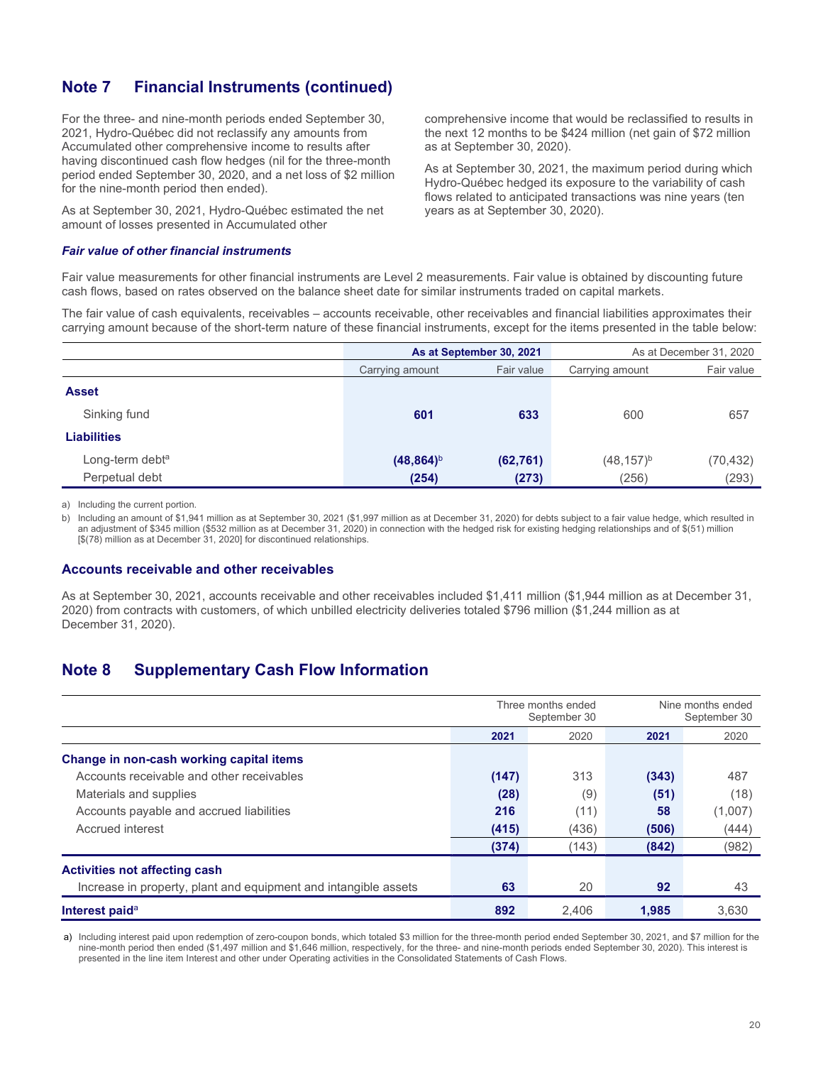## Note 7 Financial Instruments (continued)

For the three- and nine-month periods ended September 30, 2021, Hydro-Québec did not reclassify any amounts from Accumulated other comprehensive income to results after having discontinued cash flow hedges (nil for the three-month period ended September 30, 2020, and a net loss of $2 million for the nine-month period then ended).

As at September 30, 2021, Hydro-Québec estimated the net amount of losses presented in Accumulated other comprehensive income that would be reclassified to results in the next 12 months to be $424 million (net gain of $72 million as at September 30, 2020).

As at September 30, 2021, the maximum period during which Hydro-Québec hedged its exposure to the variability of cash flows related to anticipated transactions was nine years (ten years as at September 30, 2020).

### *Fair value of other financial instruments*

Fair value measurements for other financial instruments are Level 2 measurements. Fair value is obtained by discounting future cash flows, based on rates observed on the balance sheet date for similar instruments traded on capital markets.

The fair value of cash equivalents, receivables – accounts receivable, other receivables and financial liabilities approximates their carrying amount because of the short-term nature of these financial instruments, except for the items presented in the table below:

| | As at September 30, 2021 | | As at December 31, 2020 | |
|---|---|---|---|---|
| | Carrying amount | Fair value | Carrying amount | Fair value |
| **Asset** | | | | |
| Sinking fund | **601** | **633** | 600 | 657 |
| **Liabilities** | | | | |
| Long-term debt[a] | **(48,864)**[b] | **(62,761)** | (48,157)[b] | (70,432) |
| Perpetual debt | **(254)** | **(273)** | (256) | (293) |

a) Including the current portion.

b) Including an amount of $1,941 million as at September 30, 2021 ($1,997 million as at December 31, 2020) for debts subject to a fair value hedge, which resulted in an adjustment of $345 million ($532 million as at December 31, 2020) in connection with the hedged risk for existing hedging relationships and of $(51) million [$(78) million as at December 31, 2020] for discontinued relationships.

### Accounts receivable and other receivables

As at September 30, 2021, accounts receivable and other receivables included $1,411 million ($1,944 million as at December 31, 2020) from contracts with customers, of which unbilled electricity deliveries totaled $796 million ($1,244 million as at December 31, 2020).

## Note 8 Supplementary Cash Flow Information

| | Three months ended September 30 | | Nine months ended September 30 | |
|---|---|---|---|---|
| | **2021** | 2020 | **2021** | 2020 |
| **Change in non-cash working capital items** | | | | |
| Accounts receivable and other receivables | **(147)** | 313 | **(343)** | 487 |
| Materials and supplies | **(28)** | (9) | **(51)** | (18) |
| Accounts payable and accrued liabilities | **216** | (11) | **58** | (1,007) |
| Accrued interest | **(415)** | (436) | **(506)** | (444) |
| | **(374)** | (143) | **(842)** | (982) |
| **Activities not affecting cash** | | | | |
| Increase in property, plant and equipment and intangible assets | **63** | 20 | **92** | 43 |
| **Interest paid**[a] | **892** | 2,406 | **1,985** | 3,630 |

a) Including interest paid upon redemption of zero-coupon bonds, which totaled $3 million for the three-month period ended September 30, 2021, and $7 million for the nine-month period then ended ($1,497 million and $1,646 million, respectively, for the three- and nine-month periods ended September 30, 2020). This interest is presented in the line item Interest and other under Operating activities in the Consolidated Statements of Cash Flows.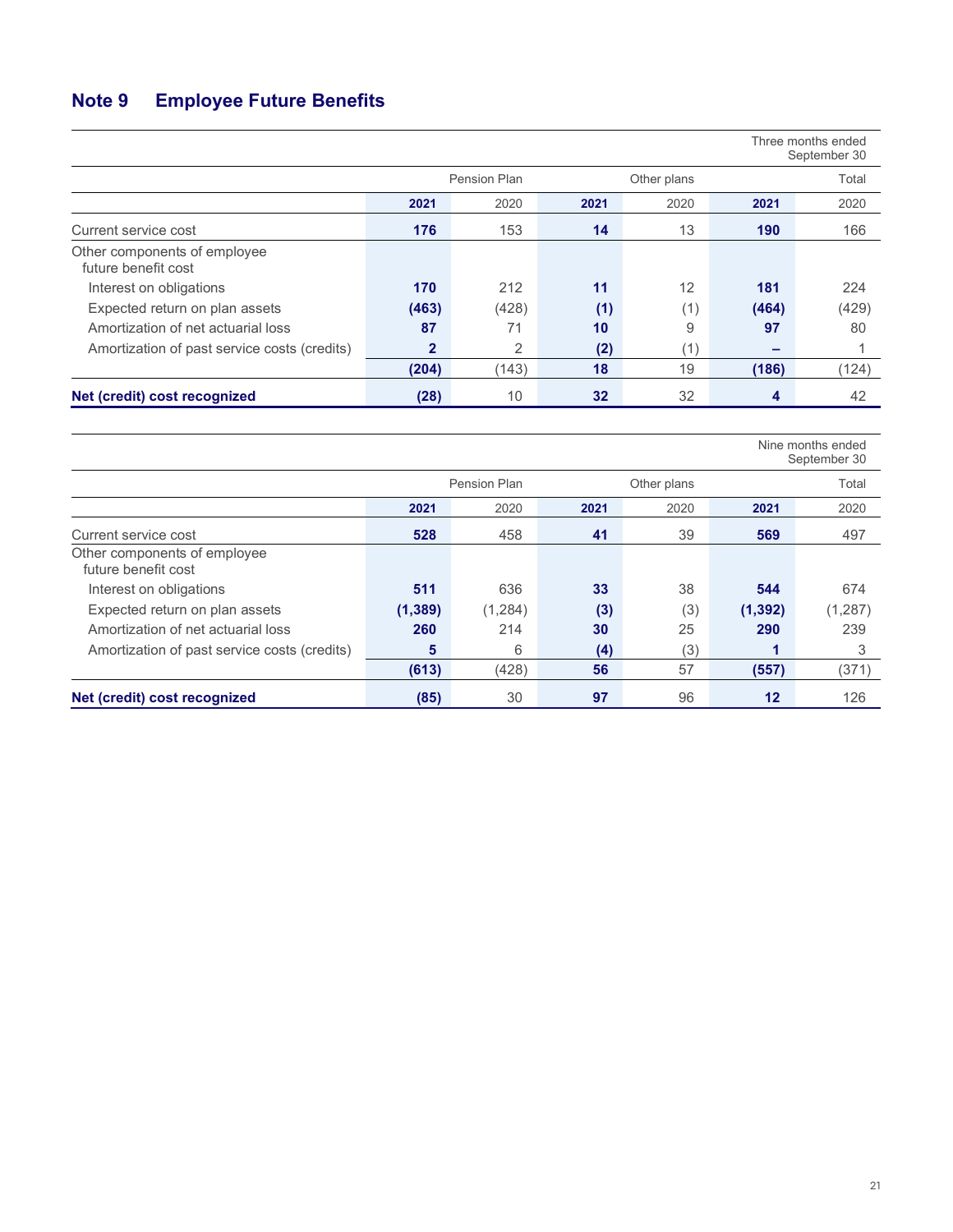## Note 9 Employee Future Benefits

| | Three months ended September 30 | | | | | |
|---|---|---|---|---|---|---|
| | Pension Plan | | Other plans | | Total | |
| | **2021** | 2020 | **2021** | 2020 | **2021** | 2020 |
| Current service cost | **176** | 153 | **14** | 13 | **190** | 166 |
| Other components of employee future benefit cost | | | | | | |
| Interest on obligations | **170** | 212 | **11** | 12 | **181** | 224 |
| Expected return on plan assets | **(463)** | (428) | **(1)** | (1) | **(464)** | (429) |
| Amortization of net actuarial loss | **87** | 71 | **10** | 9 | **97** | 80 |
| Amortization of past service costs (credits) | **2** | 2 | **(2)** | (1) | **–** | 1 |
| | **(204)** | (143) | **18** | 19 | **(186)** | (124) |
| **Net (credit) cost recognized** | **(28)** | 10 | **32** | 32 | **4** | 42 |

| | Nine months ended September 30 | | | | | |
|---|---|---|---|---|---|---|
| | Pension Plan | | Other plans | | Total | |
| | **2021** | 2020 | **2021** | 2020 | **2021** | 2020 |
| Current service cost | **528** | 458 | **41** | 39 | **569** | 497 |
| Other components of employee future benefit cost | | | | | | |
| Interest on obligations | **511** | 636 | **33** | 38 | **544** | 674 |
| Expected return on plan assets | **(1,389)** | (1,284) | **(3)** | (3) | **(1,392)** | (1,287) |
| Amortization of net actuarial loss | **260** | 214 | **30** | 25 | **290** | 239 |
| Amortization of past service costs (credits) | **5** | 6 | **(4)** | (3) | **1** | 3 |
| | **(613)** | (428) | **56** | 57 | **(557)** | (371) |
| **Net (credit) cost recognized** | **(85)** | 30 | **97** | 96 | **12** | 126 |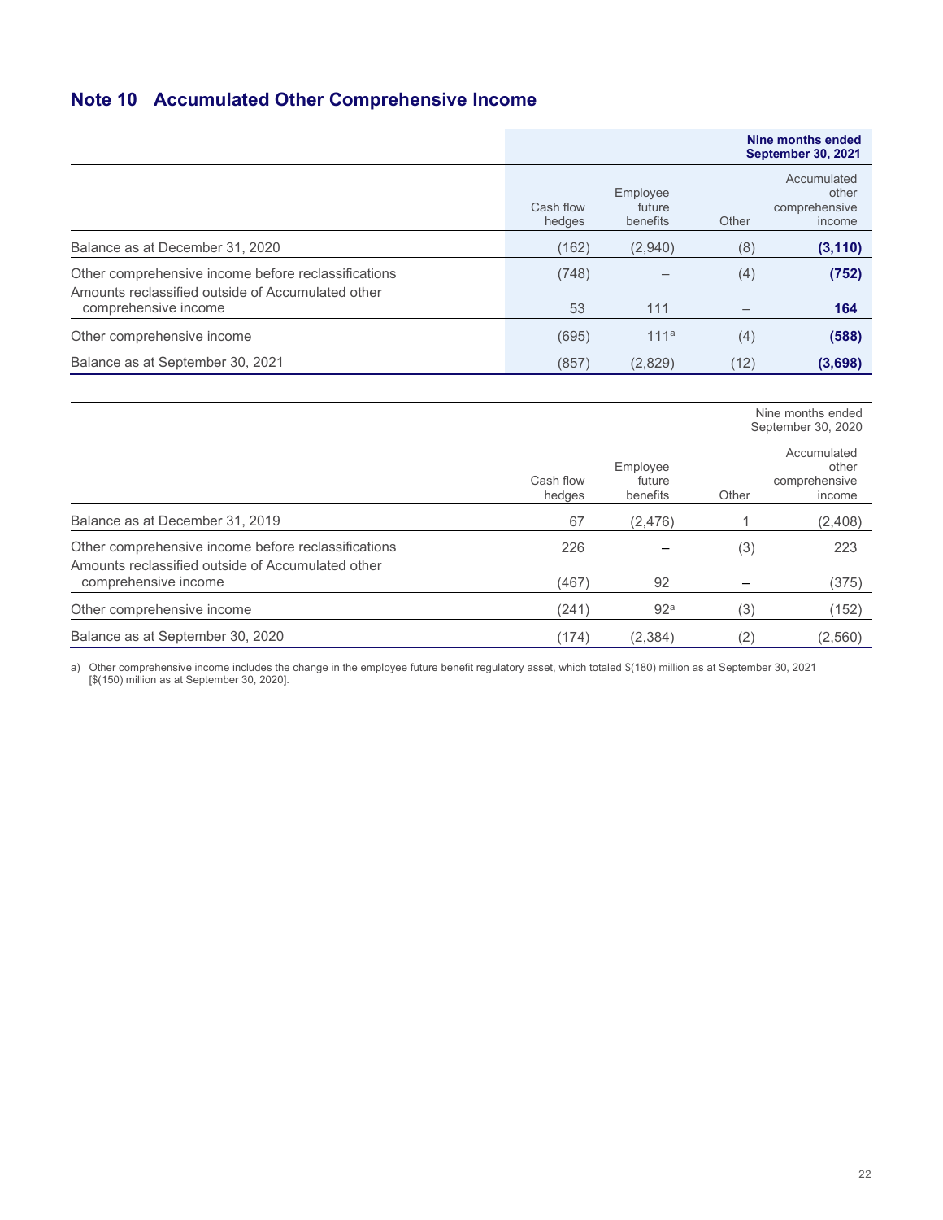## Note 10 Accumulated Other Comprehensive Income

| | Nine months ended September 30, 2021 | | | |
|---|---|---|---|---|
| | Cash flow hedges | Employee future benefits | Other | Accumulated other comprehensive income |
| Balance as at December 31, 2020 | (162) | (2,940) | (8) | **(3,110)** |
| Other comprehensive income before reclassifications | (748) | – | (4) | **(752)** |
| Amounts reclassified outside of Accumulated other comprehensive income | 53 | 111 | – | **164** |
| Other comprehensive income | (695) | 111[a] | (4) | **(588)** |
| Balance as at September 30, 2021 | (857) | (2,829) | (12) | **(3,698)** |

| | Nine months ended September 30, 2020 | | | |
|---|---|---|---|---|
| | Cash flow hedges | Employee future benefits | Other | Accumulated other comprehensive income |
| Balance as at December 31, 2019 | 67 | (2,476) | 1 | (2,408) |
| Other comprehensive income before reclassifications | 226 | – | (3) | 223 |
| Amounts reclassified outside of Accumulated other comprehensive income | (467) | 92 | – | (375) |
| Other comprehensive income | (241) | 92[a] | (3) | (152) |
| Balance as at September 30, 2020 | (174) | (2,384) | (2) | (2,560) |

a) Other comprehensive income includes the change in the employee future benefit regulatory asset, which totaled $(180) million as at September 30, 2021 [$(150) million as at September 30, 2020].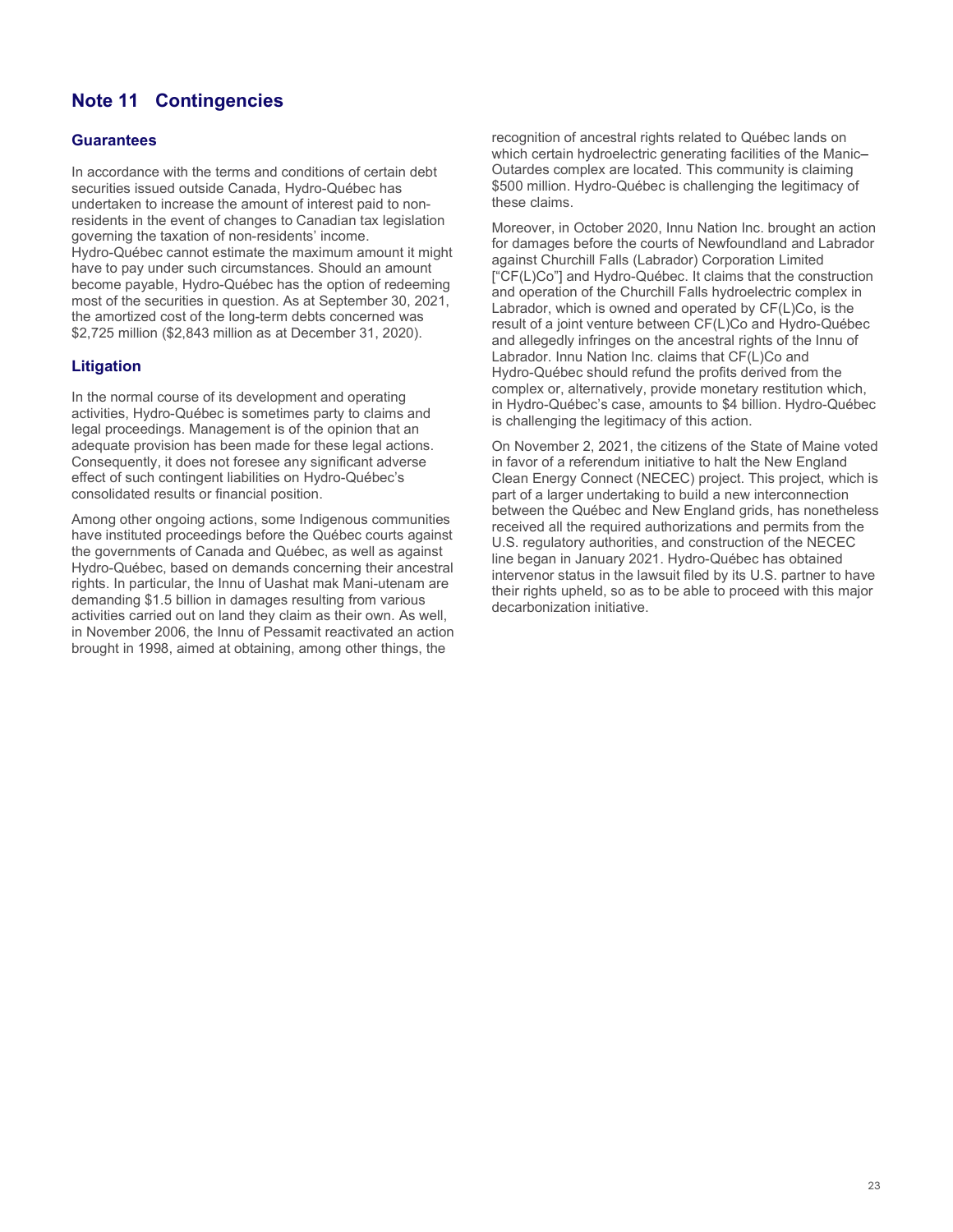# Note 11 Contingencies

## Guarantees

In accordance with the terms and conditions of certain debt securities issued outside Canada, Hydro-Québec has undertaken to increase the amount of interest paid to non-residents in the event of changes to Canadian tax legislation governing the taxation of non-residents' income. Hydro-Québec cannot estimate the maximum amount it might have to pay under such circumstances. Should an amount become payable, Hydro-Québec has the option of redeeming most of the securities in question. As at September 30, 2021, the amortized cost of the long-term debts concerned was $2,725 million ($2,843 million as at December 31, 2020).

## Litigation

In the normal course of its development and operating activities, Hydro-Québec is sometimes party to claims and legal proceedings. Management is of the opinion that an adequate provision has been made for these legal actions. Consequently, it does not foresee any significant adverse effect of such contingent liabilities on Hydro-Québec's consolidated results or financial position.

Among other ongoing actions, some Indigenous communities have instituted proceedings before the Québec courts against the governments of Canada and Québec, as well as against Hydro-Québec, based on demands concerning their ancestral rights. In particular, the Innu of Uashat mak Mani-utenam are demanding $1.5 billion in damages resulting from various activities carried out on land they claim as their own. As well, in November 2006, the Innu of Pessamit reactivated an action brought in 1998, aimed at obtaining, among other things, the recognition of ancestral rights related to Québec lands on which certain hydroelectric generating facilities of the Manic–Outardes complex are located. This community is claiming $500 million. Hydro-Québec is challenging the legitimacy of these claims.

Moreover, in October 2020, Innu Nation Inc. brought an action for damages before the courts of Newfoundland and Labrador against Churchill Falls (Labrador) Corporation Limited ["CF(L)Co"] and Hydro-Québec. It claims that the construction and operation of the Churchill Falls hydroelectric complex in Labrador, which is owned and operated by CF(L)Co, is the result of a joint venture between CF(L)Co and Hydro-Québec and allegedly infringes on the ancestral rights of the Innu of Labrador. Innu Nation Inc. claims that CF(L)Co and Hydro-Québec should refund the profits derived from the complex or, alternatively, provide monetary restitution which, in Hydro-Québec's case, amounts to $4 billion. Hydro-Québec is challenging the legitimacy of this action.

On November 2, 2021, the citizens of the State of Maine voted in favor of a referendum initiative to halt the New England Clean Energy Connect (NECEC) project. This project, which is part of a larger undertaking to build a new interconnection between the Québec and New England grids, has nonetheless received all the required authorizations and permits from the U.S. regulatory authorities, and construction of the NECEC line began in January 2021. Hydro-Québec has obtained intervenor status in the lawsuit filed by its U.S. partner to have their rights upheld, so as to be able to proceed with this major decarbonization initiative.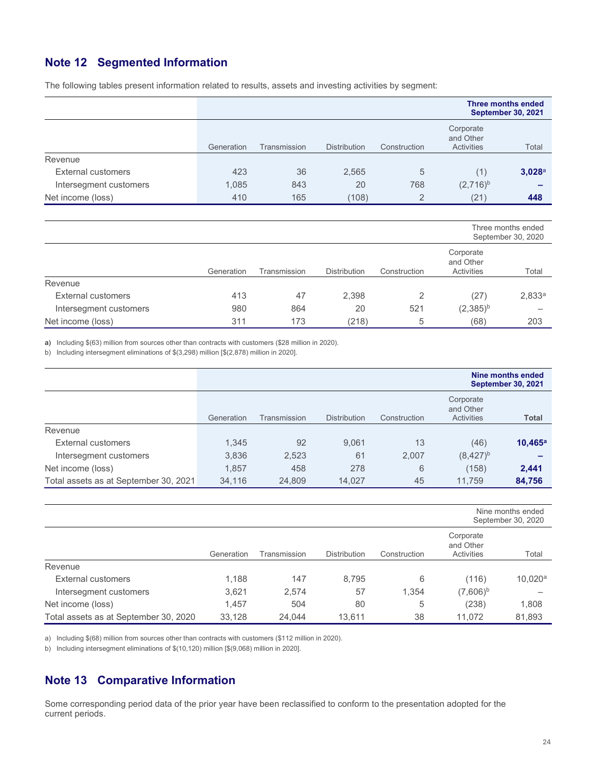## Note 12 Segmented Information

The following tables present information related to results, assets and investing activities by segment:

| | | | | | | **Three months ended September 30, 2021** |
|---|---|---|---|---|---|---|
| | Generation | Transmission | Distribution | Construction | Corporate and Other Activities | Total |
| Revenue | | | | | | |
| External customers | 423 | 36 | 2,565 | 5 | (1) | **3,028**[a] |
| Intersegment customers | 1,085 | 843 | 20 | 768 | (2,716)[b] | **–** |
| Net income (loss) | 410 | 165 | (108) | 2 | (21) | **448** |

| | | | | | | Three months ended September 30, 2020 |
|---|---|---|---|---|---|---|
| | Generation | Transmission | Distribution | Construction | Corporate and Other Activities | Total |
| Revenue | | | | | | |
| External customers | 413 | 47 | 2,398 | 2 | (27) | 2,833[a] |
| Intersegment customers | 980 | 864 | 20 | 521 | (2,385)[b] | – |
| Net income (loss) | 311 | 173 | (218) | 5 | (68) | 203 |

a) Including $(63) million from sources other than contracts with customers ($28 million in 2020).

b) Including intersegment eliminations of $(3,298) million [$(2,878) million in 2020].

| | | | | | | **Nine months ended September 30, 2021** |
|---|---|---|---|---|---|---|
| | Generation | Transmission | Distribution | Construction | Corporate and Other Activities | **Total** |
| Revenue | | | | | | |
| External customers | 1,345 | 92 | 9,061 | 13 | (46) | **10,465**[a] |
| Intersegment customers | 3,836 | 2,523 | 61 | 2,007 | (8,427)[b] | **–** |
| Net income (loss) | 1,857 | 458 | 278 | 6 | (158) | **2,441** |
| Total assets as at September 30, 2021 | 34,116 | 24,809 | 14,027 | 45 | 11,759 | **84,756** |

| | | | | | | Nine months ended September 30, 2020 |
|---|---|---|---|---|---|---|
| | Generation | Transmission | Distribution | Construction | Corporate and Other Activities | Total |
| Revenue | | | | | | |
| External customers | 1,188 | 147 | 8,795 | 6 | (116) | 10,020[a] |
| Intersegment customers | 3,621 | 2,574 | 57 | 1,354 | (7,606)[b] | – |
| Net income (loss) | 1,457 | 504 | 80 | 5 | (238) | 1,808 |
| Total assets as at September 30, 2020 | 33,128 | 24,044 | 13,611 | 38 | 11,072 | 81,893 |

a) Including $(68) million from sources other than contracts with customers ($112 million in 2020).

b) Including intersegment eliminations of $(10,120) million [$(9,068) million in 2020].

## Note 13 Comparative Information

Some corresponding period data of the prior year have been reclassified to conform to the presentation adopted for the current periods.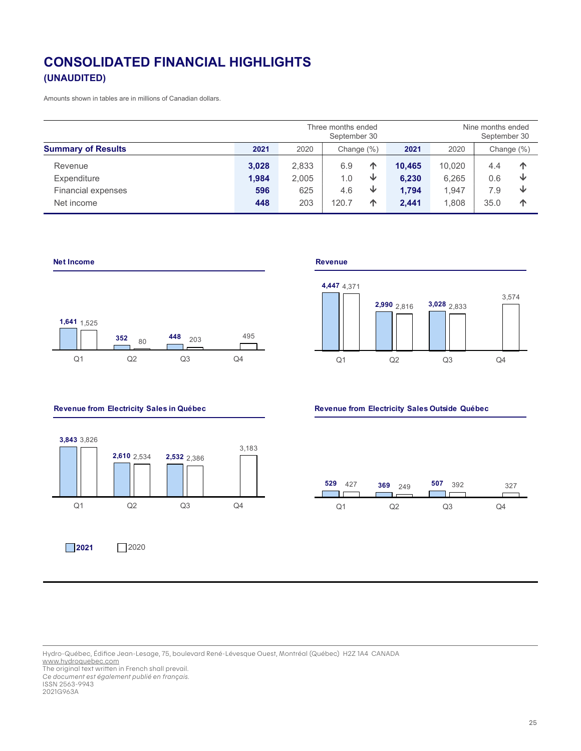# CONSOLIDATED FINANCIAL HIGHLIGHTS
## (UNAUDITED)

Amounts shown in tables are in millions of Canadian dollars.

| | Three months ended September 30 | | | | Nine months ended September 30 | | | |
|---|---|---|---|---|---|---|---|---|
| **Summary of Results** | **2021** | 2020 | Change (%) | | **2021** | 2020 | Change (%) | |
| Revenue | **3,028** | 2,833 | 6.9 | ↑ | **10,465** | 10,020 | 4.4 | ↑ |
| Expenditure | **1,984** | 2,005 | 1.0 | ↓ | **6,230** | 6,265 | 0.6 | ↓ |
| Financial expenses | **596** | 625 | 4.6 | ↓ | **1,794** | 1,947 | 7.9 | ↓ |
| Net income | **448** | 203 | 120.7 | ↑ | **2,441** | 1,808 | 35.0 | ↑ |

**Net Income**

Q1: **1,641** 1,525
Q2: **352** 80
Q3: **448** 203
Q4: 495

**Revenue**

Q1: **4,447** 4,371
Q2: **2,990** 2,816
Q3: **3,028** 2,833
Q4: 3,574

**Revenue from Electricity Sales in Québec**

Q1: **3,843** 3,826
Q2: **2,610** 2,534
Q3: **2,532** 2,386
Q4: 3,183

**Revenue from Electricity Sales Outside Québec**

Q1: **529** 427
Q2: **369** 249
Q3: **507** 392
Q4: 327

**2021** 2020

Hydro-Québec, Édifice Jean-Lesage, 75, boulevard René-Lévesque Ouest, Montréal (Québec) H2Z 1A4 CANADA
www.hydroquebec.com
The original text written in French shall prevail.
*Ce document est également publié en français.*
ISSN 2563-9943
2021G963A